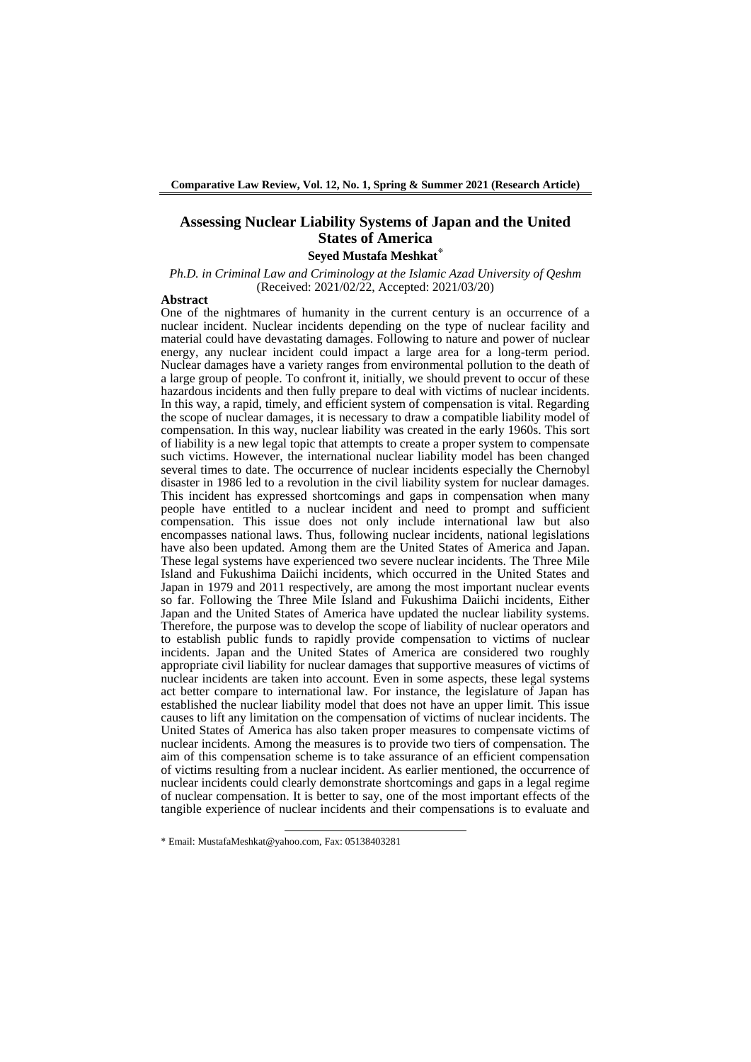# Assessing Nuclear Liability Systems of Japan and the United States of America

**Seyed Mustafa Meshkat***

*Ph.D. in Criminal Law and Criminology at the Islamic Azad University of Qeshm*
(Received: 2021/02/22, Accepted: 2021/03/20)

**Abstract**

One of the nightmares of humanity in the current century is an occurrence of a nuclear incident. Nuclear incidents depending on the type of nuclear facility and material could have devastating damages. Following to nature and power of nuclear energy, any nuclear incident could impact a large area for a long-term period. Nuclear damages have a variety ranges from environmental pollution to the death of a large group of people. To confront it, initially, we should prevent to occur of these hazardous incidents and then fully prepare to deal with victims of nuclear incidents. In this way, a rapid, timely, and efficient system of compensation is vital. Regarding the scope of nuclear damages, it is necessary to draw a compatible liability model of compensation. In this way, nuclear liability was created in the early 1960s. This sort of liability is a new legal topic that attempts to create a proper system to compensate such victims. However, the international nuclear liability model has been changed several times to date. The occurrence of nuclear incidents especially the Chernobyl disaster in 1986 led to a revolution in the civil liability system for nuclear damages. This incident has expressed shortcomings and gaps in compensation when many people have entitled to a nuclear incident and need to prompt and sufficient compensation. This issue does not only include international law but also encompasses national laws. Thus, following nuclear incidents, national legislations have also been updated. Among them are the United States of America and Japan. These legal systems have experienced two severe nuclear incidents. The Three Mile Island and Fukushima Daiichi incidents, which occurred in the United States and Japan in 1979 and 2011 respectively, are among the most important nuclear events so far. Following the Three Mile Island and Fukushima Daiichi incidents, Either Japan and the United States of America have updated the nuclear liability systems. Therefore, the purpose was to develop the scope of liability of nuclear operators and to establish public funds to rapidly provide compensation to victims of nuclear incidents. Japan and the United States of America are considered two roughly appropriate civil liability for nuclear damages that supportive measures of victims of nuclear incidents are taken into account. Even in some aspects, these legal systems act better compare to international law. For instance, the legislature of Japan has established the nuclear liability model that does not have an upper limit. This issue causes to lift any limitation on the compensation of victims of nuclear incidents. The United States of America has also taken proper measures to compensate victims of nuclear incidents. Among the measures is to provide two tiers of compensation. The aim of this compensation scheme is to take assurance of an efficient compensation of victims resulting from a nuclear incident. As earlier mentioned, the occurrence of nuclear incidents could clearly demonstrate shortcomings and gaps in a legal regime of nuclear compensation. It is better to say, one of the most important effects of the tangible experience of nuclear incidents and their compensations is to evaluate and

---

* Email: MustafaMeshkat@yahoo.com, Fax: 05138403281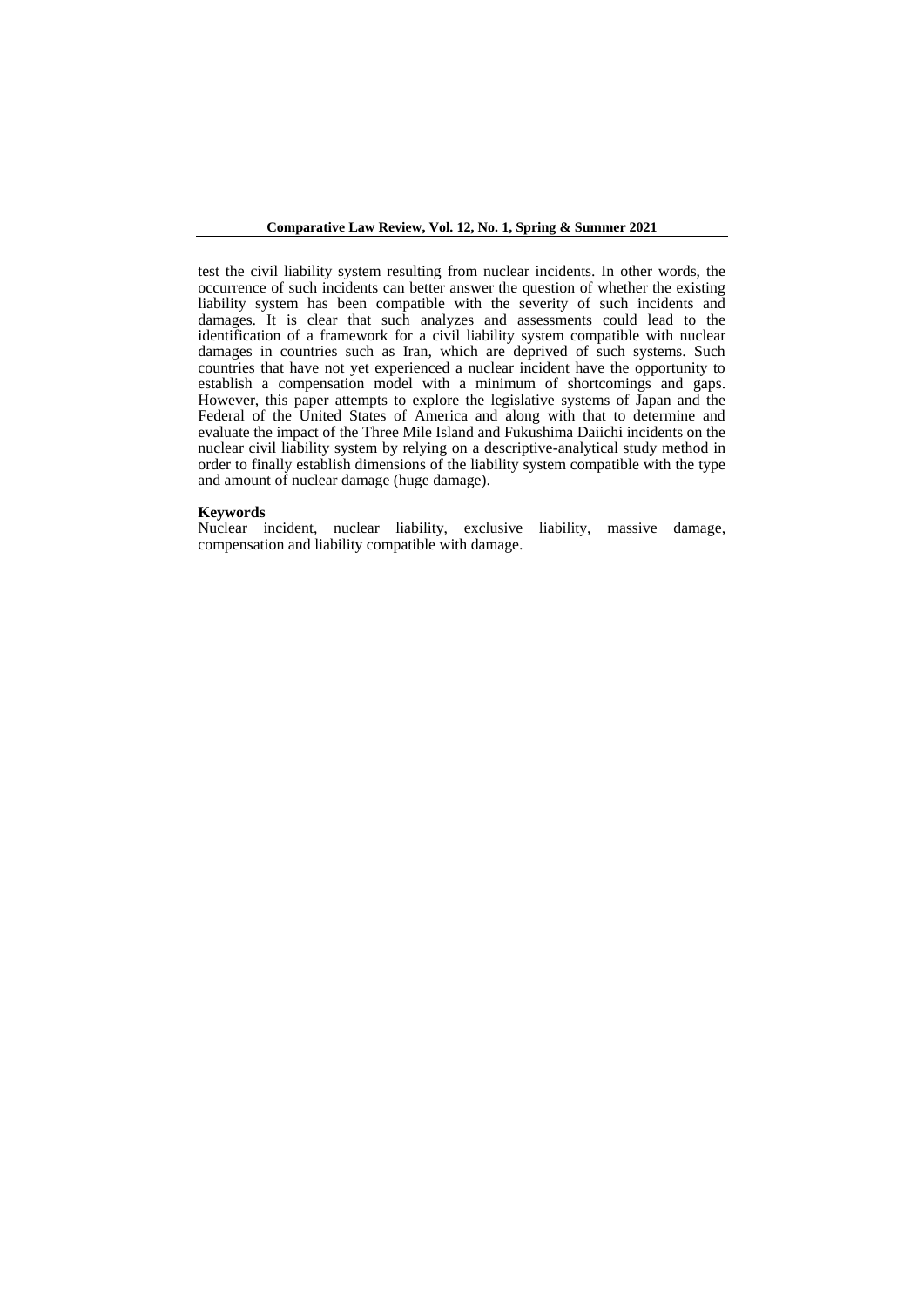test the civil liability system resulting from nuclear incidents. In other words, the occurrence of such incidents can better answer the question of whether the existing liability system has been compatible with the severity of such incidents and damages. It is clear that such analyzes and assessments could lead to the identification of a framework for a civil liability system compatible with nuclear damages in countries such as Iran, which are deprived of such systems. Such countries that have not yet experienced a nuclear incident have the opportunity to establish a compensation model with a minimum of shortcomings and gaps. However, this paper attempts to explore the legislative systems of Japan and the Federal of the United States of America and along with that to determine and evaluate the impact of the Three Mile Island and Fukushima Daiichi incidents on the nuclear civil liability system by relying on a descriptive-analytical study method in order to finally establish dimensions of the liability system compatible with the type and amount of nuclear damage (huge damage).

**Keywords**

Nuclear incident, nuclear liability, exclusive liability, massive damage, compensation and liability compatible with damage.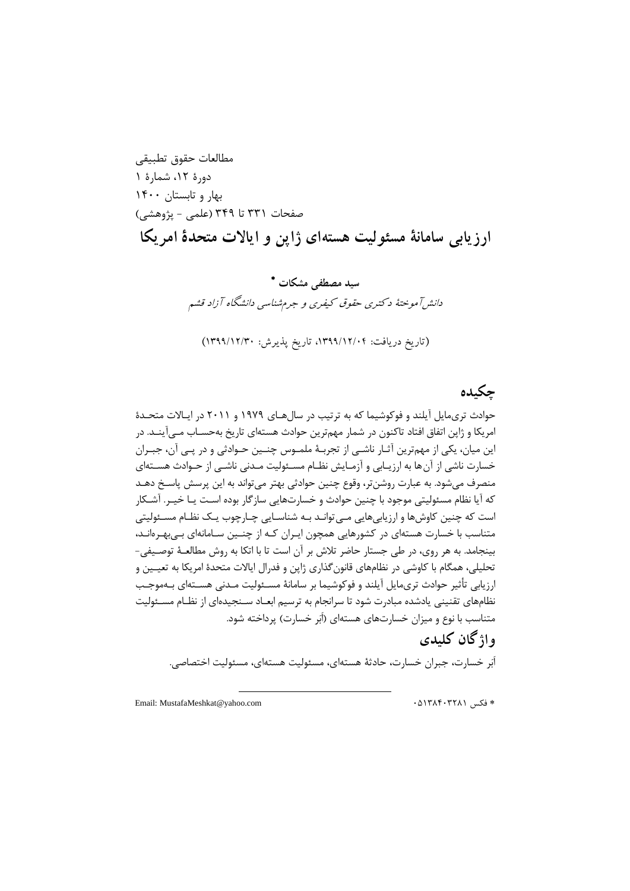مطالعات حقوق تطبیقی
دورهٔ ۱۲، شمارهٔ ۱
بهار و تابستان ۱۴۰۰
صفحات ۳۳۱ تا ۳۴۹ (علمی - پژوهشی)

# ارزیابی سامانهٔ مسئولیت هسته‌ای ژاپن و ایالات متحدهٔ امریکا

**سید مصطفی مشکات** *

*دانش‌آموختهٔ دکتری حقوق کیفری و جرم‌شناسی دانشگاه آزاد قشم*

(تاریخ دریافت: ۱۳۹۹/۱۲/۰۴، تاریخ پذیرش: ۱۳۹۹/۱۲/۳۰)

## چکیده

حوادث تری‌مایل آیلند و فوکوشیما که به ترتیب در سال‌های ۱۹۷۹ و ۲۰۱۱ در ایالات متحدهٔ امریکا و ژاپن اتفاق افتاد تاکنون در شمار مهم‌ترین حوادث هسته‌ای تاریخ به‌حساب می‌آیند. در این میان، یکی از مهم‌ترین آثار ناشی از تجربهٔ ملموس چنین حوادثی و در پی آن، جبران خسارت ناشی از آن‌ها به ارزیابی و آزمایش نظام مسئولیت مدنی ناشی از حوادث هسته‌ای منصرف می‌شود. به عبارت روشن‌تر، وقوع چنین حوادثی بهتر می‌تواند به این پرسش پاسخ دهد که آیا نظام مسئولیتی موجود با چنین حوادث و خسارت‌هایی سازگار بوده است یا خیر. آشکار است که چنین کاوش‌ها و ارزیابی‌هایی می‌تواند به شناسایی چارچوب یک نظام مسئولیتی متناسب با خسارت هسته‌ای در کشورهایی همچون ایران که از چنین سامانه‌ای بی‌بهره‌اند، بینجامد. به هر روی، در طی جستار حاضر تلاش بر آن است تا با اتکا به روش مطالعهٔ توصیفی-تحلیلی، همگام با کاوشی در نظام‌های قانون‌گذاری ژاپن و فدرال ایالات متحدهٔ امریکا به تعیین و ارزیابی تأثیر حوادث تری‌مایل آیلند و فوکوشیما بر سامانهٔ مسئولیت مدنی هسته‌ای به‌موجب نظام‌های تقنینی یادشده مبادرت شود تا سرانجام به ترسیم ابعاد سنجیده‌ای از نظام مسئولیت متناسب با نوع و میزان خسارت‌های هسته‌ای (اَبَر خسارت) پرداخته شود.

## واژگان کلیدی

اَبَر خسارت، جبران خسارت، حادثهٔ هسته‌ای، مسئولیت هسته‌ای، مسئولیت اختصاصی.

---

* فکس ۰۵۱۳۸۴۰۳۲۸۱ Email: MustafaMeshkat@yahoo.com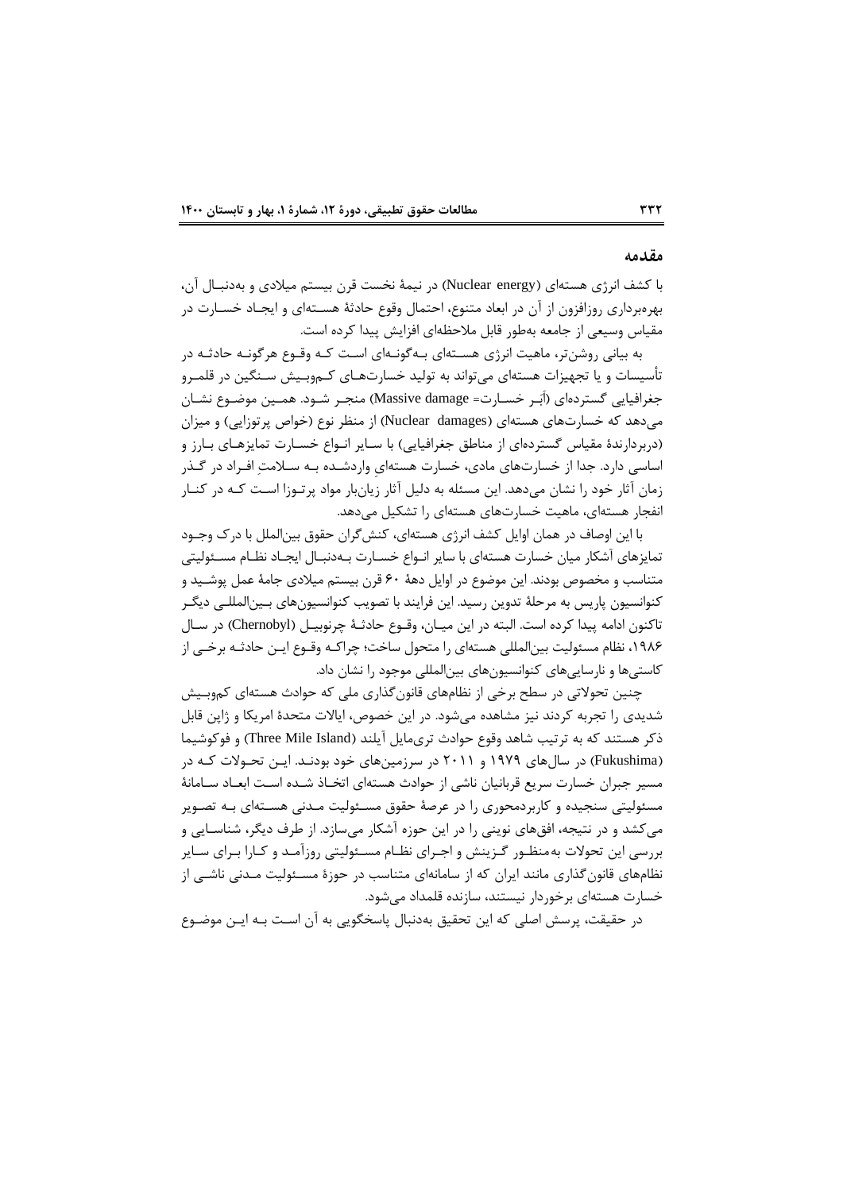## مقدمه

با کشف انرژی هسته‌ای (Nuclear energy) در نیمهٔ نخست قرن بیستم میلادی و به‌دنبال آن، بهره‌برداری روزافزون از آن در ابعاد متنوع، احتمال وقوع حادثهٔ هسته‌ای و ایجاد خسارت در مقیاس وسیعی از جامعه به‌طور قابل ملاحظه‌ای افزایش پیدا کرده است.

به بیانی روشن‌تر، ماهیت انرژی هسته‌ای به‌گونه‌ای است که وقوع هرگونه حادثه در تأسیسات و یا تجهیزات هسته‌ای می‌تواند به تولید خسارت‌های کم‌وبیش سنگین در قلمرو جغرافیایی گسترده‌ای (اَبَر خسارت= Massive damage) منجر شود. همین موضوع نشان می‌دهد که خسارت‌های هسته‌ای (Nuclear damages) از منظر نوع (خواص پرتوزایی) و میزان (دربردارندهٔ مقیاس گسترده‌ای از مناطق جغرافیایی) با سایر انواع خسارت تمایزهای بارز و اساسی دارد. جدا از خسارت‌های مادی، خسارت هسته‌ایِ واردشده به سلامتِ افراد در گذر زمان آثار خود را نشان می‌دهد. این مسئله به دلیل آثار زیان‌بار مواد پرتوزا است که در کنار انفجار هسته‌ای، ماهیت خسارت‌های هسته‌ای را تشکیل می‌دهد.

با این اوصاف در همان اوایل کشف انرژی هسته‌ای، کنش‌گران حقوق بین‌الملل با درک وجود تمایزهای آشکار میان خسارت هسته‌ای با سایر انواع خسارت به‌دنبال ایجاد نظام مسئولیتی متناسب و مخصوص بودند. این موضوع در اوایل دههٔ ۶۰ قرن بیستم میلادی جامهٔ عمل پوشید و کنوانسیون پاریس به مرحلهٔ تدوین رسید. این فرایند با تصویب کنوانسیون‌های بین‌المللی دیگر تاکنون ادامه پیدا کرده است. البته در این میان، وقوع حادثهٔ چرنوبیل (Chernobyl) در سال ۱۹۸۶، نظام مسئولیت بین‌المللی هسته‌ای را متحول ساخت؛ چراکه وقوع این حادثه برخی از کاستی‌ها و نارسایی‌های کنوانسیون‌های بین‌المللی موجود را نشان داد.

چنین تحولاتی در سطح برخی از نظام‌های قانون‌گذاری ملی که حوادث هسته‌ای کم‌وبیش شدیدی را تجربه کردند نیز مشاهده می‌شود. در این خصوص، ایالات متحدهٔ امریکا و ژاپن قابل ذکر هستند که به ترتیب شاهد وقوع حوادث تری‌مایل آیلند (Three Mile Island) و فوکوشیما (Fukushima) در سال‌های ۱۹۷۹ و ۲۰۱۱ در سرزمین‌های خود بودند. این تحولات که در مسیر جبران خسارت سریع قربانیان ناشی از حوادث هسته‌ای اتخاذ شده است ابعاد سامانهٔ مسئولیتی سنجیده و کاربردمحوری را در عرصهٔ حقوق مسئولیت مدنی هسته‌ای به تصویر می‌کشد و در نتیجه، افق‌های نوینی را در این حوزه آشکار می‌سازد. از طرف دیگر، شناسایی و بررسی این تحولات به‌منظور گزینش و اجرای نظام مسئولیتی روزآمد و کارا برای سایر نظام‌های قانون‌گذاری مانند ایران که از سامانه‌ای متناسب در حوزهٔ مسئولیت مدنی ناشی از خسارت هسته‌ای برخوردار نیستند، سازنده قلمداد می‌شود.

در حقیقت، پرسش اصلی که این تحقیق به‌دنبال پاسخگویی به آن است به این موضوع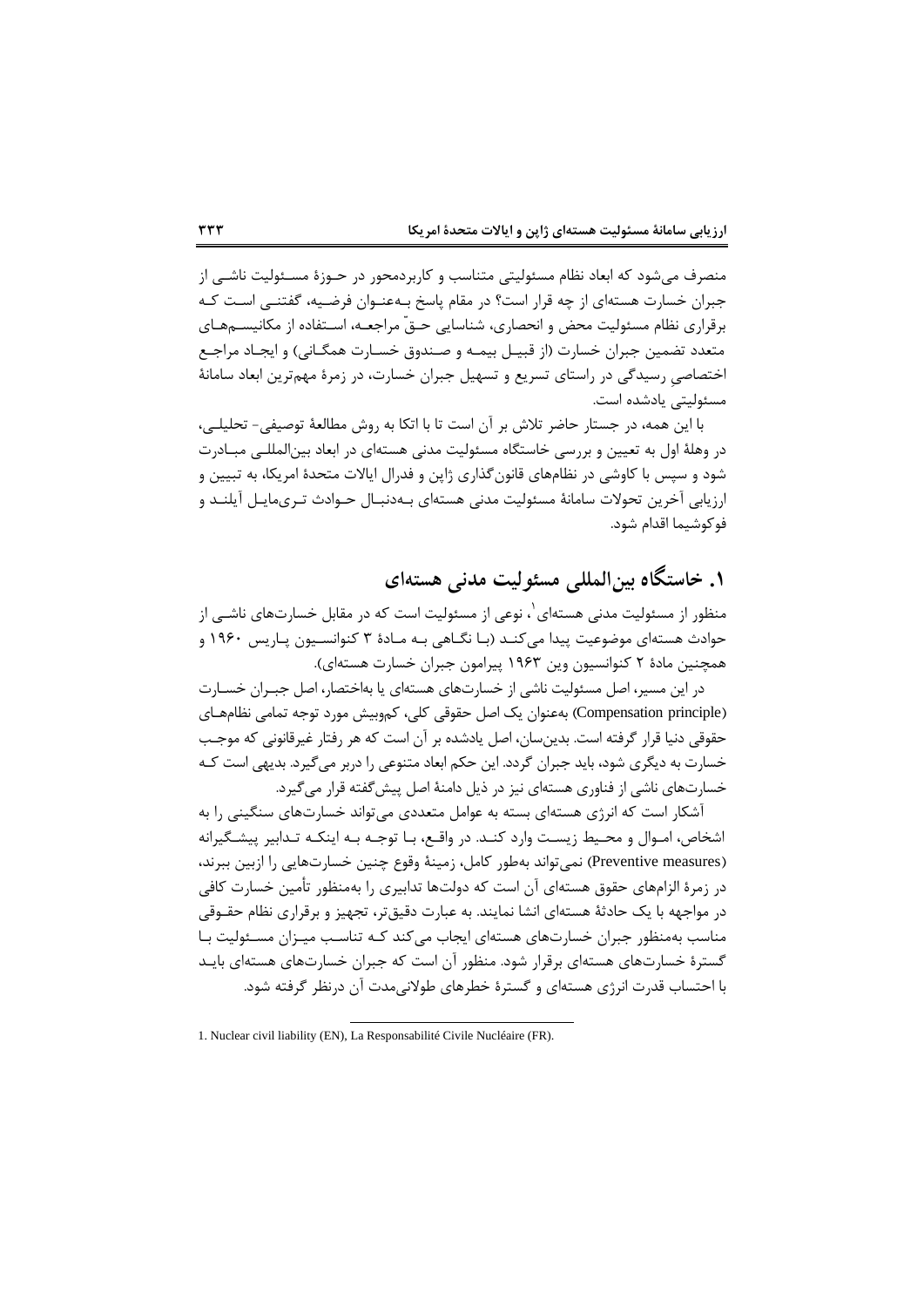منصرف می‌شود که ابعاد نظام مسئولیتی متناسب و کاربردمحور در حوزهٔ مسئولیت ناشی از جبران خسارت هسته‌ای از چه قرار است؟ در مقام پاسخ به‌عنوان فرضیه، گفتنی است که برقراری نظام مسئولیت محض و انحصاری، شناسایی حقّ مراجعه، استفاده از مکانیسم‌های متعدد تضمین جبران خسارت (از قبیل بیمه و صندوق خسارت همگانی) و ایجاد مراجع اختصاصیِ رسیدگی در راستای تسریع و تسهیل جبران خسارت، در زمرهٔ مهم‌ترین ابعاد سامانهٔ مسئولیتی یادشده است.

با این همه، در جستار حاضر تلاش بر آن است تا با اتکا به روش مطالعهٔ توصیفی- تحلیلی، در وهلهٔ اول به تعیین و بررسی خاستگاه مسئولیت مدنی هسته‌ای در ابعاد بین‌المللی مبادرت شود و سپس با کاوشی در نظام‌های قانون‌گذاری ژاپن و فدرال ایالات متحدهٔ امریکا، به تبیین و ارزیابی آخرین تحولات سامانهٔ مسئولیت مدنی هسته‌ای به‌دنبال حوادث تری‌مایل آیلند و فوکوشیما اقدام شود.

## ۱. خاستگاه بین‌المللی مسئولیت مدنی هسته‌ای

منظور از مسئولیت مدنی هسته‌ای[1]، نوعی از مسئولیت است که در مقابل خسارت‌های ناشی از حوادث هسته‌ای موضوعیت پیدا می‌کند (با نگاهی به مادهٔ ۳ کنوانسیون پاریس ۱۹۶۰ و همچنین مادهٔ ۲ کنوانسیون وین ۱۹۶۳ پیرامون جبران خسارت هسته‌ای).

در این مسیر، اصل مسئولیت ناشی از خسارت‌های هسته‌ای یا به‌اختصار، اصل جبران خسارت (Compensation principle) به‌عنوان یک اصل حقوقی کلی، کم‌وبیش مورد توجه تمامی نظام‌های حقوقی دنیا قرار گرفته است. بدین‌سان، اصل یادشده بر آن است که هر رفتار غیرقانونی که موجب خسارت به دیگری شود، باید جبران گردد. این حکم ابعاد متنوعی را دربر می‌گیرد. بدیهی است که خسارت‌های ناشی از فناوری هسته‌ای نیز در ذیل دامنهٔ اصل پیش‌گفته قرار می‌گیرد.

آشکار است که انرژی هسته‌ای بسته به عوامل متعددی می‌تواند خسارت‌های سنگینی را به اشخاص، اموال و محیط زیست وارد کند. در واقع، با توجه به اینکه تدابیر پیشگیرانه (Preventive measures) نمی‌تواند به‌طور کامل، زمینهٔ وقوع چنین خسارت‌هایی را ازبین ببرند، در زمرهٔ الزام‌های حقوق هسته‌ای آن است که دولت‌ها تدابیری را به‌منظور تأمین خسارت کافی در مواجهه با یک حادثهٔ هسته‌ای انشا نمایند. به عبارت دقیق‌تر، تجهیز و برقراری نظام حقوقی مناسب به‌منظور جبران خسارت‌های هسته‌ای ایجاب می‌کند که تناسب میزان مسئولیت با گسترهٔ خسارت‌های هسته‌ای برقرار شود. منظور آن است که جبران خسارت‌های هسته‌ای باید با احتساب قدرت انرژی هسته‌ای و گسترهٔ خطرهای طولانی‌مدت آن درنظر گرفته شود.

---

1. Nuclear civil liability (EN), La Responsabilité Civile Nucléaire (FR).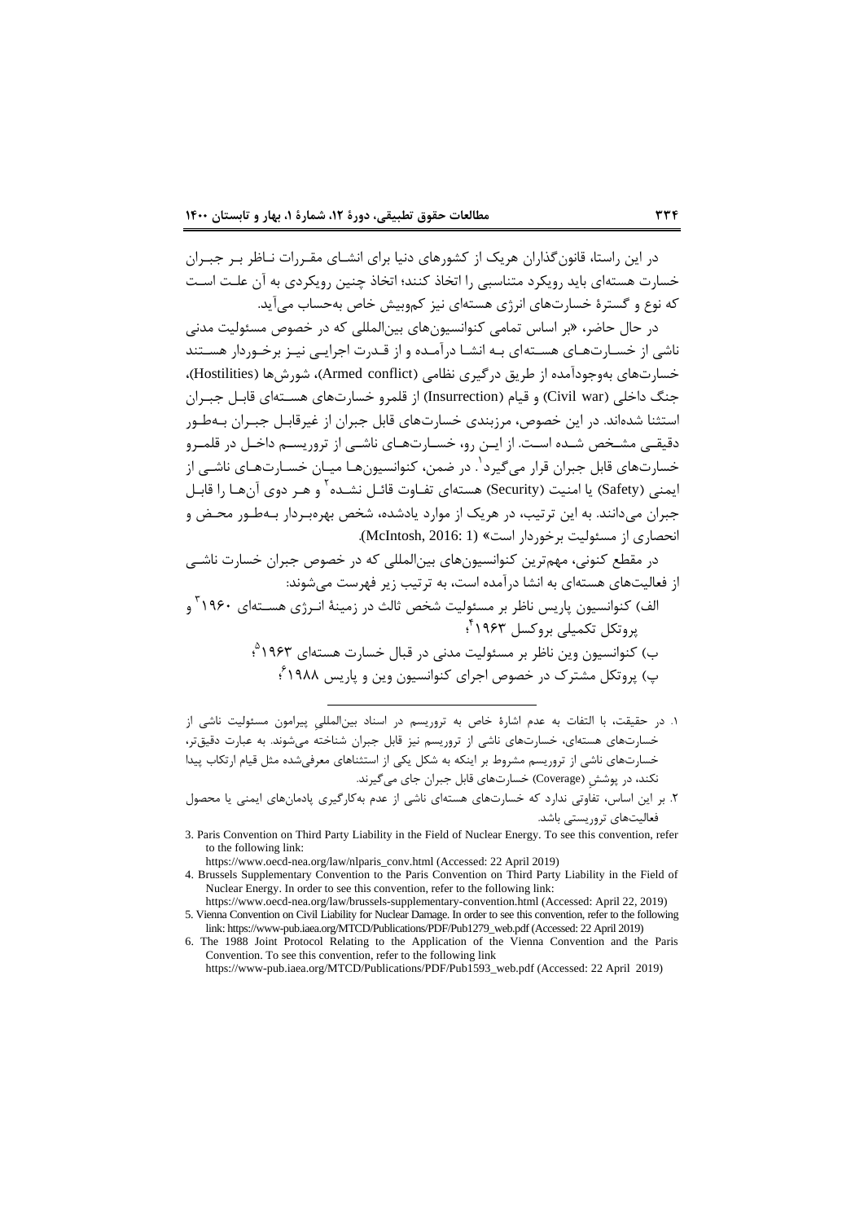در این راستا، قانون‌گذاران هریک از کشورهای دنیا برای انشای مقررات ناظر بر جبران خسارت هسته‌ای باید رویکرد متناسبی را اتخاذ کنند؛ اتخاذ چنین رویکردی به آن علت است که نوع و گسترهٔ خسارت‌های انرژی هسته‌ای نیز کم‌وبیش خاص به‌حساب می‌آید.

در حال حاضر، «بر اساس تمامی کنوانسیون‌های بین‌المللی که در خصوص مسئولیت مدنی ناشی از خسارت‌های هسته‌ای به انشا درآمده و از قدرت اجرایی نیز برخوردار هستند خسارت‌های به‌وجودآمده از طریق درگیری نظامی (Armed conflict)، شورش‌ها (Hostilities)، جنگ داخلی (Civil war) و قیام (Insurrection) از قلمرو خسارت‌های هسته‌ای قابل جبران استثنا شده‌اند. در این خصوص، مرزبندی خسارت‌های قابل جبران از غیرقابل جبران به‌طور دقیقی مشخص شده است. از این رو، خسارت‌های ناشی از تروریسم داخل در قلمرو خسارت‌های قابل جبران قرار می‌گیرد[1]. در ضمن، کنوانسیون‌ها میان خسارت‌های ناشی از ایمنی (Safety) یا امنیت (Security) هسته‌ای تفاوت قائل نشده[2] و هر دوی آن‌ها را قابل جبران می‌دانند. به این ترتیب، در هریک از موارد یادشده، شخص بهره‌بردار به‌طور محض و انحصاری از مسئولیت برخوردار است» (McIntosh, 2016: 1).

در مقطع کنونی، مهم‌ترین کنوانسیون‌های بین‌المللی که در خصوص جبران خسارت ناشی از فعالیت‌های هسته‌ای به انشا درآمده است، به ترتیب زیر فهرست می‌شوند:

الف) کنوانسیون پاریس ناظر بر مسئولیت شخص ثالث در زمینهٔ انرژی هسته‌ای ۱۹۶۰[3] و پروتکل تکمیلی بروکسل ۱۹۶۳[4]؛

ب) کنوانسیون وین ناظر بر مسئولیت مدنی در قبال خسارت هسته‌ای ۱۹۶۳[5]؛

پ) پروتکل مشترک در خصوص اجرای کنوانسیون وین و پاریس ۱۹۸۸[6]؛

---

۱. در حقیقت، با التفات به عدم اشارهٔ خاص به تروریسم در اسناد بین‌المللی پیرامون مسئولیت ناشی از خسارت‌های هسته‌ای، خسارت‌های ناشی از تروریسم نیز قابل جبران شناخته می‌شوند. به عبارت دقیق‌تر، خسارت‌های ناشی از تروریسم مشروط بر اینکه به شکل یکی از استثناهای معرفی‌شده مثل قیام ارتکاب پیدا نکند، در پوشش (Coverage) خسارت‌های قابل جبران جای می‌گیرند.

۲. بر این اساس، تفاوتی ندارد که خسارت‌های هسته‌ای ناشی از عدم به‌کارگیری پادمان‌های ایمنی یا محصول فعالیت‌های تروریستی باشد.

3. Paris Convention on Third Party Liability in the Field of Nuclear Energy. To see this convention, refer to the following link:
https://www.oecd-nea.org/law/nlparis_conv.html (Accessed: 22 April 2019)

4. Brussels Supplementary Convention to the Paris Convention on Third Party Liability in the Field of Nuclear Energy. In order to see this convention, refer to the following link:
https://www.oecd-nea.org/law/brussels-supplementary-convention.html (Accessed: April 22, 2019)

5. Vienna Convention on Civil Liability for Nuclear Damage. In order to see this convention, refer to the following link: https://www-pub.iaea.org/MTCD/Publications/PDF/Pub1279_web.pdf (Accessed: 22 April 2019)

6. The 1988 Joint Protocol Relating to the Application of the Vienna Convention and the Paris Convention. To see this convention, refer to the following link
https://www-pub.iaea.org/MTCD/Publications/PDF/Pub1593_web.pdf (Accessed: 22 April 2019)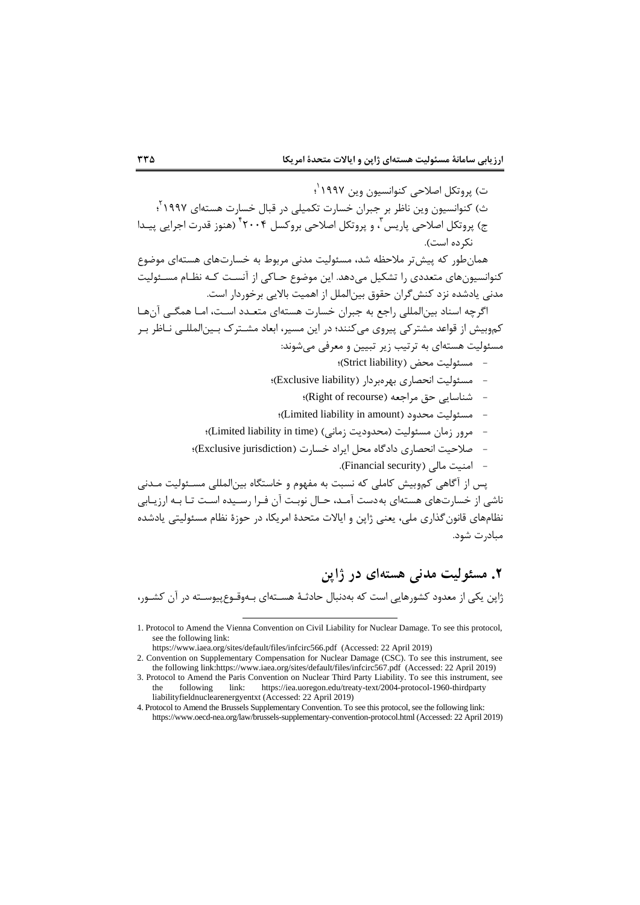ت) پروتکل اصلاحی کنوانسیون وین ۱۹۹۷[1]؛

ث) کنوانسیون وین ناظر بر جبران خسارت تکمیلی در قبال خسارت هسته‌ای ۱۹۹۷[2]؛

ج) پروتکل اصلاحی پاریس[3]، و پروتکل اصلاحی بروکسل ۲۰۰۴[4] (هنوز قدرت اجرایی پیدا نکرده است).

همان‌طور که پیش‌تر ملاحظه شد، مسئولیت مدنی مربوط به خسارت‌های هسته‌ای موضوع کنوانسیون‌های متعددی را تشکیل می‌دهد. این موضوع حاکی از آنست که نظام مسئولیت مدنی یادشده نزد کنش‌گران حقوق بین‌الملل از اهمیت بالایی برخوردار است.

اگرچه اسناد بین‌المللی راجع به جبران خسارت هسته‌ای متعدد است، اما همگی آن‌ها کم‌وبیش از قواعد مشترکی پیروی می‌کنند؛ در این مسیر، ابعاد مشترک بین‌المللی ناظر بر مسئولیت هسته‌ای به ترتیب زیر تبیین و معرفی می‌شوند:

- مسئولیت محض (Strict liability)؛
- مسئولیت انحصاری بهره‌بردار (Exclusive liability)؛
- شناسایی حق مراجعه (Right of recourse)؛
- مسئولیت محدود (Limited liability in amount)؛
- مرور زمان مسئولیت (محدودیت زمانی) (Limited liability in time)؛
- صلاحیت انحصاری دادگاه محل ایراد خسارت (Exclusive jurisdiction)؛
- امنیت مالی (Financial security).

پس از آگاهی کم‌وبیش کاملی که نسبت به مفهوم و خاستگاه بین‌المللی مسئولیت مدنی ناشی از خسارت‌های هسته‌ای به‌دست آمد، حال نوبت آن فرا رسیده است تا به ارزیابی نظام‌های قانون‌گذاری ملی، یعنی ژاپن و ایالات متحدهٔ امریکا، در حوزهٔ نظام مسئولیتی یادشده مبادرت شود.

## ۲. مسئولیت مدنی هسته‌ای در ژاپن

ژاپن یکی از معدود کشورهایی است که به‌دنبال حادثهٔ هسته‌ای به‌وقوع‌پیوسته در آن کشور،

---

1. Protocol to Amend the Vienna Convention on Civil Liability for Nuclear Damage. To see this protocol, see the following link: https://www.iaea.org/sites/default/files/infcirc566.pdf (Accessed: 22 April 2019)
2. Convention on Supplementary Compensation for Nuclear Damage (CSC). To see this instrument, see the following link:https://www.iaea.org/sites/default/files/infcirc567.pdf (Accessed: 22 April 2019)
3. Protocol to Amend the Paris Convention on Nuclear Third Party Liability. To see this instrument, see the following link: https://iea.uoregon.edu/treaty-text/2004-protocol-1960-thirdparty liabilityfieldnuclearenergyentxt (Accessed: 22 April 2019)
4. Protocol to Amend the Brussels Supplementary Convention. To see this protocol, see the following link: https://www.oecd-nea.org/law/brussels-supplementary-convention-protocol.html (Accessed: 22 April 2019)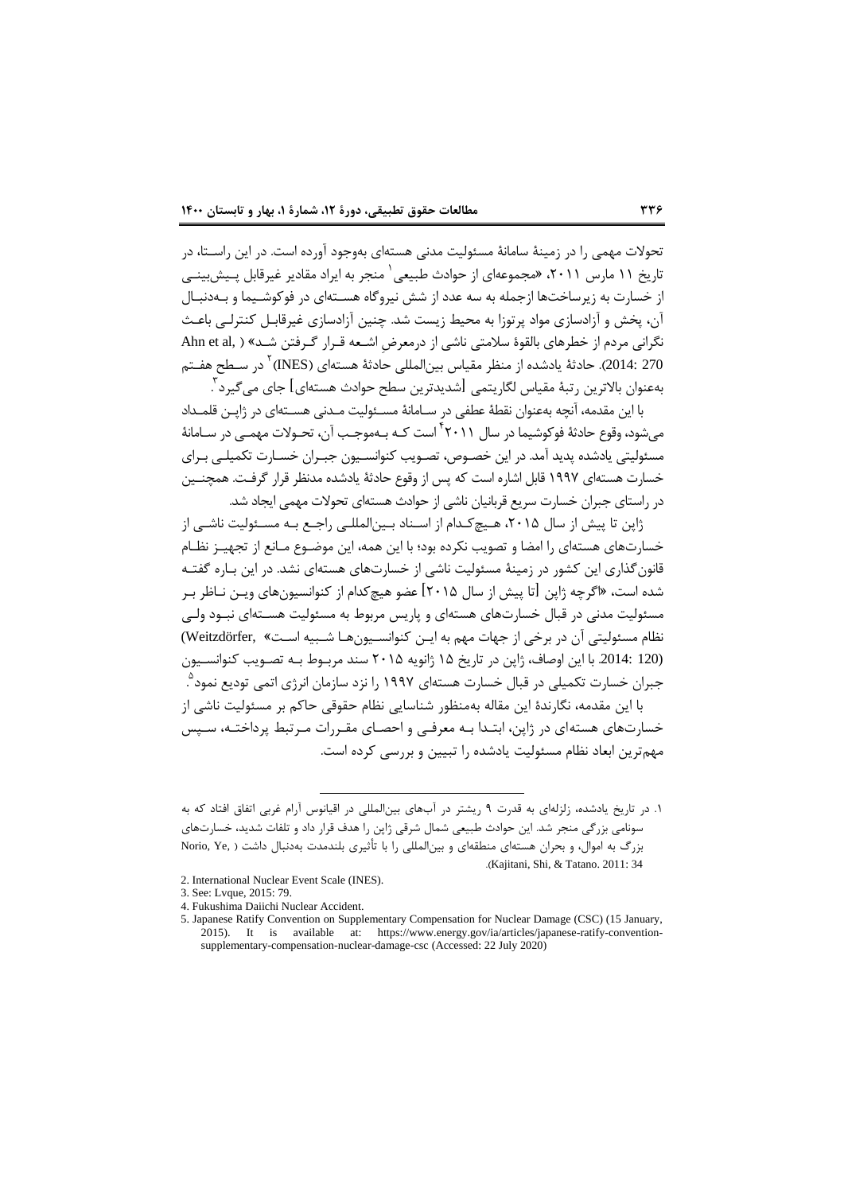تحولات مهمی را در زمینهٔ سامانهٔ مسئولیت مدنی هسته‌ای به‌وجود آورده است. در این راستا، در تاریخ ۱۱ مارس ۲۰۱۱، «مجموعه‌ای از حوادث طبیعی[1] منجر به ایراد مقادیر غیرقابل پیش‌بینی از خسارت به زیرساخت‌ها ازجمله به سه عدد از شش نیروگاه هسته‌ای در فوکوشیما و به‌دنبال آن، پخش و آزادسازی مواد پرتوزا به محیط زیست شد. چنین آزادسازی غیرقابل کنترلی باعث نگرانی مردم از خطرهای بالقوهٔ سلامتی ناشی از درمعرض اشعه قرار گرفتن شد» (Ahn et al, 2014: 270). حادثهٔ یادشده از منظر مقیاس بین‌المللی حادثهٔ هسته‌ای (INES)[2] در سطح هفتم به‌عنوان بالاترین رتبهٔ مقیاس لگاریتمی [شدیدترین سطح حوادث هسته‌ای] جای می‌گیرد[3].

با این مقدمه، آنچه به‌عنوان نقطهٔ عطفی در سامانهٔ مسئولیت مدنی هسته‌ای در ژاپن قلمداد می‌شود، وقوع حادثهٔ فوکوشیما در سال ۲۰۱۱[4] است که به‌موجب آن، تحولات مهمی در سامانهٔ مسئولیتی یادشده پدید آمد. در این خصوص، تصویب کنوانسیون جبران خسارت تکمیلی برای خسارت هسته‌ای ۱۹۹۷ قابل اشاره است که پس از وقوع حادثهٔ یادشده مدنظر قرار گرفت. همچنین در راستای جبران خسارت سریع قربانیان ناشی از حوادث هسته‌ای تحولات مهمی ایجاد شد.

ژاپن تا پیش از سال ۲۰۱۵، هیچ‌کدام از اسناد بین‌المللی راجع به مسئولیت ناشی از خسارت‌های هسته‌ای را امضا و تصویب نکرده بود؛ با این همه، این موضوع مانع از تجهیز نظام قانون‌گذاری این کشور در زمینهٔ مسئولیت ناشی از خسارت‌های هسته‌ای نشد. در این باره گفته شده است، «اگرچه ژاپن [تا پیش از سال ۲۰۱۵] عضو هیچ‌کدام از کنوانسیون‌های وین ناظر بر مسئولیت مدنی در قبال خسارت‌های هسته‌ای و پاریس مربوط به مسئولیت هسته‌ای نبود ولی نظام مسئولیتی آن در برخی از جهات مهم به این کنوانسیون‌ها شبیه است» (Weitzdörfer, 2014: 120). با این اوصاف، ژاپن در تاریخ ۱۵ ژانویه ۲۰۱۵ سند مربوط به تصویب کنوانسیون جبران خسارت تکمیلی در قبال خسارت هسته‌ای ۱۹۹۷ را نزد سازمان انرژی اتمی تودیع نمود[5].

با این مقدمه، نگارندهٔ این مقاله به‌منظور شناسایی نظام حقوقی حاکم بر مسئولیت ناشی از خسارت‌های هسته‌ای در ژاپن، ابتدا به معرفی و احصای مقررات مرتبط پرداخته، سپس مهم‌ترین ابعاد نظام مسئولیت یادشده را تبیین و بررسی کرده است.

---

۱. در تاریخ یادشده، زلزله‌ای به قدرت ۹ ریشتر در آب‌های بین‌المللی در اقیانوس آرام غربی اتفاق افتاد که به سونامی بزرگی منجر شد. این حوادث طبیعی شمال شرقی ژاپن را هدف قرار داد و تلفات شدید، خسارت‌های بزرگ به اموال، و بحران هسته‌ای منطقه‌ای و بین‌المللی را با تأثیری بلندمدت به‌دنبال داشت (Norio, Ye, Kajitani, Shi, & Tatano. 2011: 34).

2. International Nuclear Event Scale (INES).

3. See: Lvque, 2015: 79.

4. Fukushima Daiichi Nuclear Accident.

5. Japanese Ratify Convention on Supplementary Compensation for Nuclear Damage (CSC) (15 January, 2015). It is available at: https://www.energy.gov/ia/articles/japanese-ratify-convention-supplementary-compensation-nuclear-damage-csc (Accessed: 22 July 2020)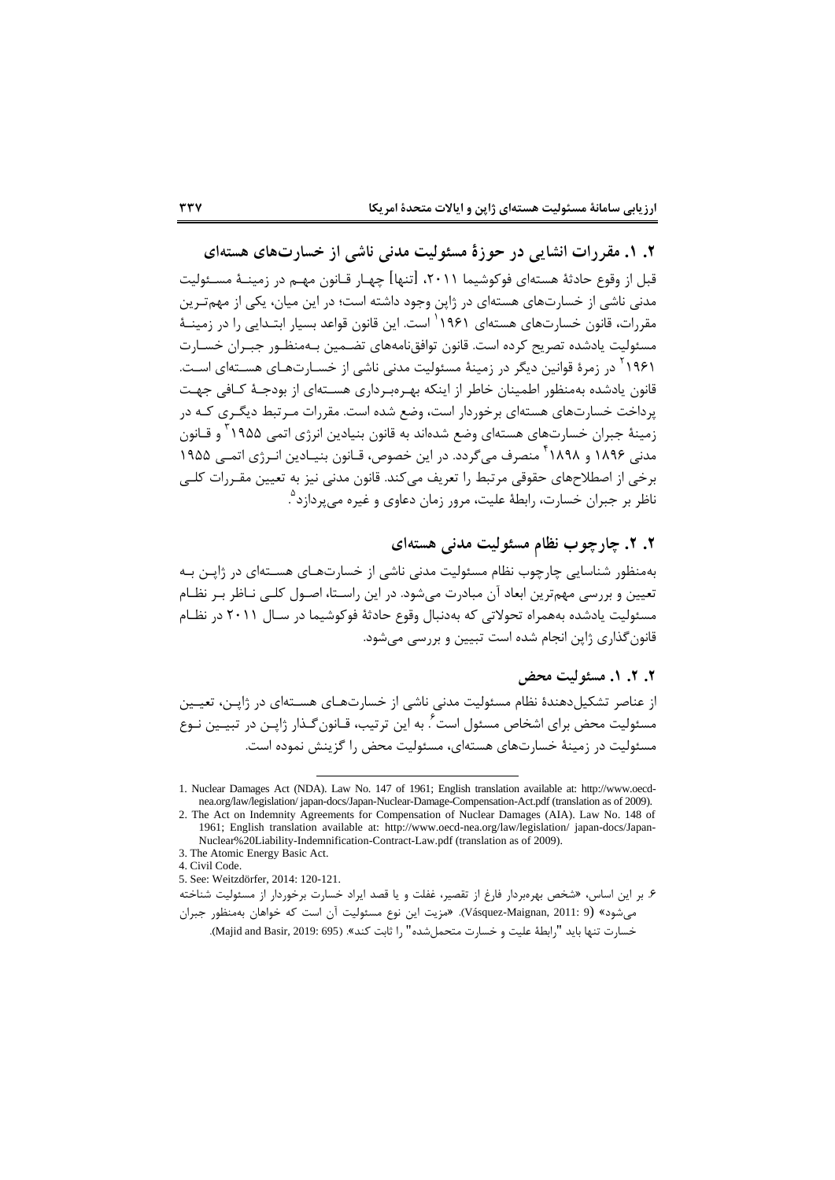## ۲. ۱. مقررات انشایی در حوزهٔ مسئولیت مدنی ناشی از خسارت‌های هسته‌ای

قبل از وقوع حادثهٔ هسته‌ای فوکوشیما ۲۰۱۱، [تنها] چهار قانون مهم در زمینهٔ مسئولیت مدنی ناشی از خسارت‌های هسته‌ای در ژاپن وجود داشته است؛ در این میان، یکی از مهم‌ترین مقررات، قانون خسارت‌های هسته‌ای ۱۹۶۱[1] است. این قانون قواعد بسیار ابتدایی را در زمینهٔ مسئولیت یادشده تصریح کرده است. قانون توافق‌نامه‌های تضمین به‌منظور جبران خسارت ۱۹۶۱[2] در زمرهٔ قوانین دیگر در زمینهٔ مسئولیت مدنی ناشی از خسارت‌های هسته‌ای است. قانون یادشده به‌منظور اطمینان خاطر از اینکه بهره‌برداری هسته‌ای از بودجهٔ کافی جهت پرداخت خسارت‌های هسته‌ای برخوردار است، وضع شده است. مقررات مرتبط دیگری که در زمینهٔ جبران خسارت‌های هسته‌ای وضع شده‌اند به قانون بنیادین انرژی اتمی ۱۹۵۵[3] و قانون مدنی ۱۸۹۶ و ۱۸۹۸[4] منصرف می‌گردد. در این خصوص، قانون بنیادین انرژی اتمی ۱۹۵۵ برخی از اصطلاح‌های حقوقی مرتبط را تعریف می‌کند. قانون مدنی نیز به تعیین مقررات کلی ناظر بر جبران خسارت، رابطهٔ علیت، مرور زمان دعاوی و غیره می‌پردازد[5].

## ۲. ۲. چارچوب نظام مسئولیت مدنی هسته‌ای

به‌منظور شناسایی چارچوب نظام مسئولیت مدنی ناشی از خسارت‌های هسته‌ای در ژاپن به تعیین و بررسی مهم‌ترین ابعاد آن مبادرت می‌شود. در این راستا، اصول کلی ناظر بر نظام مسئولیت یادشده به‌همراه تحولاتی که به‌دنبال وقوع حادثهٔ فوکوشیما در سال ۲۰۱۱ در نظام قانون‌گذاری ژاپن انجام شده است تبیین و بررسی می‌شود.

### ۲. ۲. ۱. مسئولیت محض

از عناصر تشکیل‌دهندهٔ نظام مسئولیت مدنی ناشی از خسارت‌های هسته‌ای در ژاپن، تعیین مسئولیت محض برای اشخاص مسئول است[6]. به این ترتیب، قانون‌گذار ژاپن در تبیین نوع مسئولیت در زمینهٔ خسارت‌های هسته‌ای، مسئولیت محض را گزینش نموده است.

---

1. Nuclear Damages Act (NDA). Law No. 147 of 1961; English translation available at: http://www.oecd-nea.org/law/legislation/ japan-docs/Japan-Nuclear-Damage-Compensation-Act.pdf (translation as of 2009).
2. The Act on Indemnity Agreements for Compensation of Nuclear Damages (AIA). Law No. 148 of 1961; English translation available at: http://www.oecd-nea.org/law/legislation/ japan-docs/Japan-Nuclear%20Liability-Indemnification-Contract-Law.pdf (translation as of 2009).
3. The Atomic Energy Basic Act.
4. Civil Code.
5. See: Weitzdörfer, 2014: 120-121.
6. بر این اساس، «شخص بهره‌بردار فارغ از تقصیر، غفلت و یا قصد ایراد خسارت برخوردار از مسئولیت شناخته می‌شود» (Vásquez-Maignan, 2011: 9). «مزیت این نوع مسئولیت آن است که خواهان به‌منظور جبران خسارت تنها باید "رابطهٔ علیت و خسارت متحمل‌شده" را ثابت کند». (Majid and Basir, 2019: 695).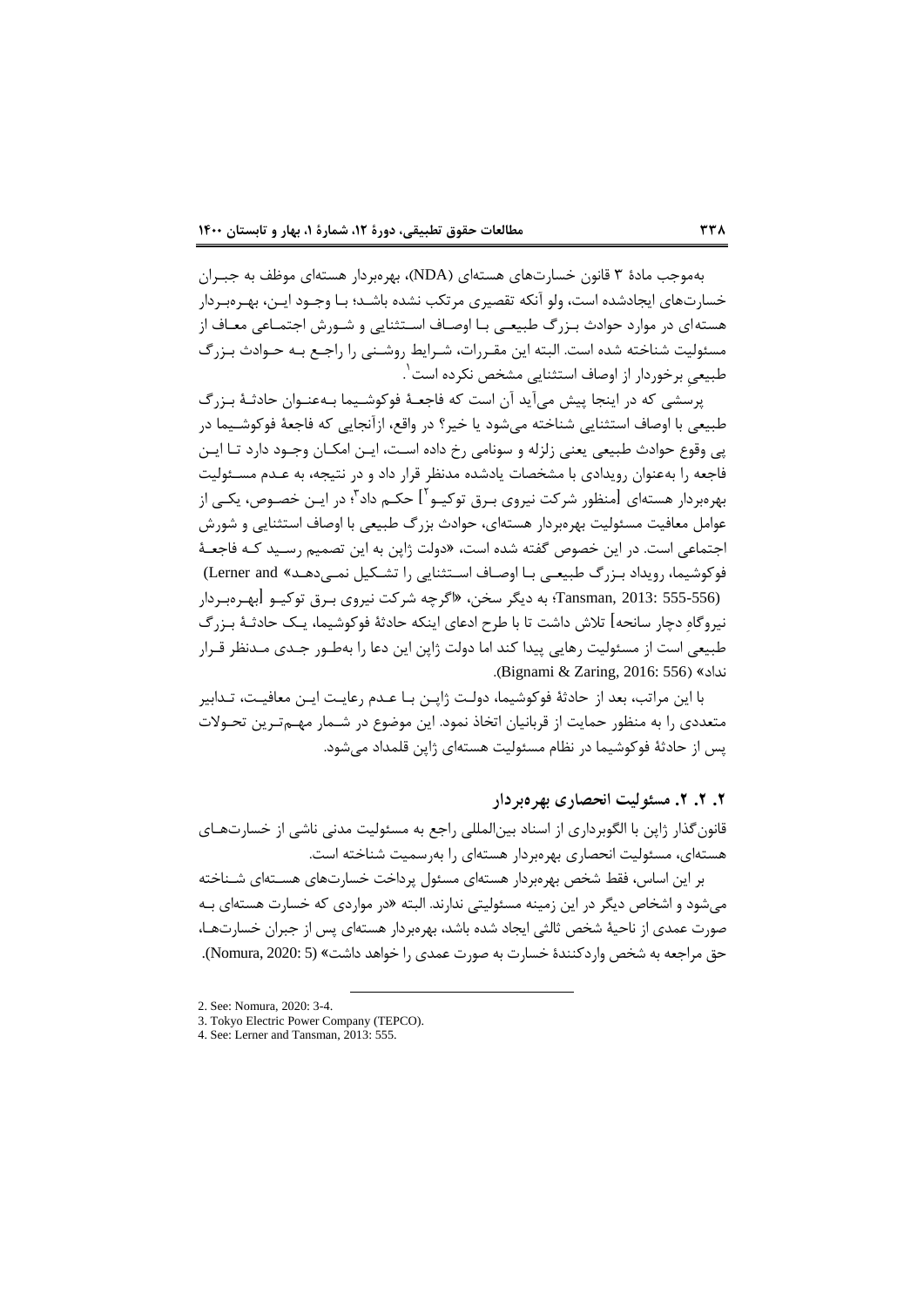به‌موجب مادهٔ ۳ قانون خسارت‌های هسته‌ای (NDA)، بهره‌بردار هسته‌ای موظف به جبران خسارت‌های ایجادشده است، ولو آنکه تقصیری مرتکب نشده باشد؛ با وجود این، بهره‌بردار هسته‌ای در موارد حوادث بزرگ طبیعی با اوصاف استثنایی و شورش اجتماعی معاف از مسئولیت شناخته شده است. البته این مقررات، شرایط روشنی را راجع به حوادث بزرگ طبیعیِ برخوردار از اوصاف استثنایی مشخص نکرده است[1].

پرسشی که در اینجا پیش می‌آید آن است که فاجعهٔ فوکوشیما به‌عنوان حادثهٔ بزرگ طبیعی با اوصاف استثنایی شناخته می‌شود یا خیر؟ در واقع، ازآنجایی که فاجعهٔ فوکوشیما در پی وقوع حوادث طبیعی یعنی زلزله و سونامی رخ داده است، این امکان وجود دارد تا این فاجعه را به‌عنوان رویدادی با مشخصات یادشده مدنظر قرار داد و در نتیجه، به عدم مسئولیت بهره‌بردار هسته‌ای [منظور شرکت نیروی برق توکیو[2]] حکم داد[3]؛ در این خصوص، یکی از عوامل معافیت مسئولیت بهره‌بردار هسته‌ای، حوادث بزرگ طبیعی با اوصاف استثنایی و شورش اجتماعی است. در این خصوص گفته شده است، «دولت ژاپن به این تصمیم رسید که فاجعهٔ فوکوشیما، رویداد بزرگ طبیعی با اوصاف استثنایی را تشکیل نمی‌دهد» (Lerner and Tansman, 2013: 555-556)؛ به دیگر سخن، «اگرچه شرکت نیروی برق توکیو [بهره‌بردار نیروگاهِ دچار سانحه] تلاش داشت تا با طرح ادعای اینکه حادثهٔ فوکوشیما، یک حادثهٔ بزرگ طبیعی است از مسئولیت رهایی پیدا کند اما دولت ژاپن این دعا را به‌طور جدی مدنظر قرار نداد» (Bignami & Zaring, 2016: 556).

با این مراتب، بعد از حادثهٔ فوکوشیما، دولت ژاپن با عدم رعایت این معافیت، تدابیر متعددی را به منظور حمایت از قربانیان اتخاذ نمود. این موضوع در شمار مهم‌ترین تحولات پس از حادثهٔ فوکوشیما در نظام مسئولیت هسته‌ای ژاپن قلمداد می‌شود.

## ۲. ۲. مسئولیت انحصاری بهره‌بردار

قانون‌گذار ژاپن با الگوبرداری از اسناد بین‌المللی راجع به مسئولیت مدنی ناشی از خسارت‌های هسته‌ای، مسئولیت انحصاری بهره‌بردار هسته‌ای را به‌رسمیت شناخته است.

بر این اساس، فقط شخص بهره‌بردار هسته‌ای مسئول پرداخت خسارت‌های هسته‌ای شناخته می‌شود و اشخاص دیگر در این زمینه مسئولیتی ندارند. البته «در مواردی که خسارت هسته‌ای به صورت عمدی از ناحیهٔ شخص ثالثی ایجاد شده باشد، بهره‌بردار هسته‌ای پس از جبران خسارت‌ها، حق مراجعه به شخص واردکنندهٔ خسارت به صورت عمدی را خواهد داشت» (Nomura, 2020: 5).

---

[1]. See: Nomura, 2020: 3-4.

[2]. Tokyo Electric Power Company (TEPCO).

[3]. See: Lerner and Tansman, 2013: 555.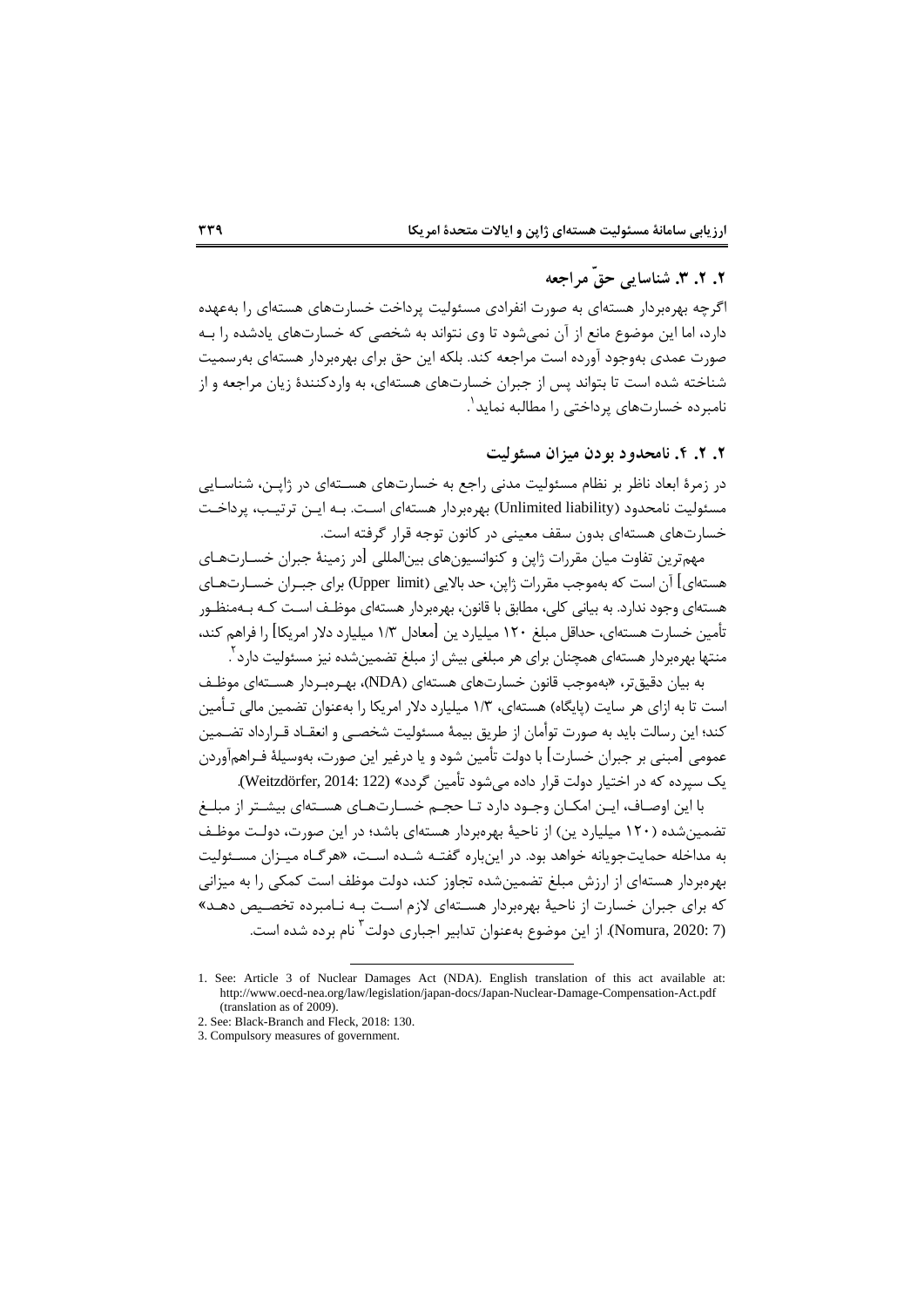### ۲. ۲. ۳. شناسایی حقّ مراجعه

اگرچه بهره‌بردار هسته‌ای به صورت انفرادی مسئولیت پرداخت خسارت‌های هسته‌ای را به‌عهده دارد، اما این موضوع مانع از آن نمی‌شود تا وی نتواند به شخصی که خسارت‌های یادشده را به صورت عمدی به‌وجود آورده است مراجعه کند. بلکه این حق برای بهره‌بردار هسته‌ای به‌رسمیت شناخته شده است تا بتواند پس از جبران خسارت‌های هسته‌ای، به واردکنندهٔ زیان مراجعه و از نامبرده خسارت‌های پرداختی را مطالبه نماید[1].

### ۲. ۲. ۴. نامحدود بودن میزان مسئولیت

در زمرهٔ ابعاد ناظر بر نظام مسئولیت مدنی راجع به خسارت‌های هسته‌ای در ژاپن، شناسایی مسئولیت نامحدود (Unlimited liability) بهره‌بردار هسته‌ای است. به این ترتیب، پرداخت خسارت‌های هسته‌ای بدون سقف معینی در کانون توجه قرار گرفته است.

مهم‌ترین تفاوت میان مقررات ژاپن و کنوانسیون‌های بین‌المللی [در زمینهٔ جبران خسارت‌های هسته‌ای] آن است که به‌موجب مقررات ژاپن، حد بالایی (Upper limit) برای جبران خسارت‌های هسته‌ای وجود ندارد. به بیانی کلی، مطابق با قانون، بهره‌بردار هسته‌ای موظف است که به‌منظور تأمین خسارت هسته‌ای، حداقل مبلغ ۱۲۰ میلیارد ین [معادل ۱/۳ میلیارد دلار امریکا] را فراهم کند، منتها بهره‌بردار هسته‌ای همچنان برای هر مبلغی بیش از مبلغ تضمین‌شده نیز مسئولیت دارد[2].

به بیان دقیق‌تر، «به‌موجب قانون خسارت‌های هسته‌ای (NDA)، بهره‌بردار هسته‌ای موظف است تا به ازای هر سایت (پایگاه) هسته‌ای، ۱/۳ میلیارد دلار امریکا را به‌عنوان تضمین مالی تأمین کند؛ این رسالت باید به صورت توأمان از طریق بیمهٔ مسئولیت شخصی و انعقاد قرارداد تضمین عمومی [مبنی بر جبران خسارت] با دولت تأمین شود و یا درغیر این صورت، به‌وسیلهٔ فراهم‌آوردن یک سپرده که در اختیار دولت قرار داده می‌شود تأمین گردد» (Weitzdörfer, 2014: 122).

با این اوصاف، این امکان وجود دارد تا حجم خسارت‌های هسته‌ای بیشتر از مبلغ تضمین‌شده (۱۲۰ میلیارد ین) از ناحیهٔ بهره‌بردار هسته‌ای باشد؛ در این صورت، دولت موظف به مداخله حمایت‌جویانه خواهد بود. در این‌باره گفته شده است، «هرگاه میزان مسئولیت بهره‌بردار هسته‌ای از ارزش مبلغ تضمین‌شده تجاوز کند، دولت موظف است کمکی را به میزانی که برای جبران خسارت از ناحیهٔ بهره‌بردار هسته‌ای لازم است به نامبرده تخصیص دهد» (Nomura, 2020: 7). از این موضوع به‌عنوان تدابیر اجباری دولت[3] نام برده شده است.

---

1. See: Article 3 of Nuclear Damages Act (NDA). English translation of this act available at: http://www.oecd-nea.org/law/legislation/japan-docs/Japan-Nuclear-Damage-Compensation-Act.pdf (translation as of 2009).
2. See: Black-Branch and Fleck, 2018: 130.
3. Compulsory measures of government.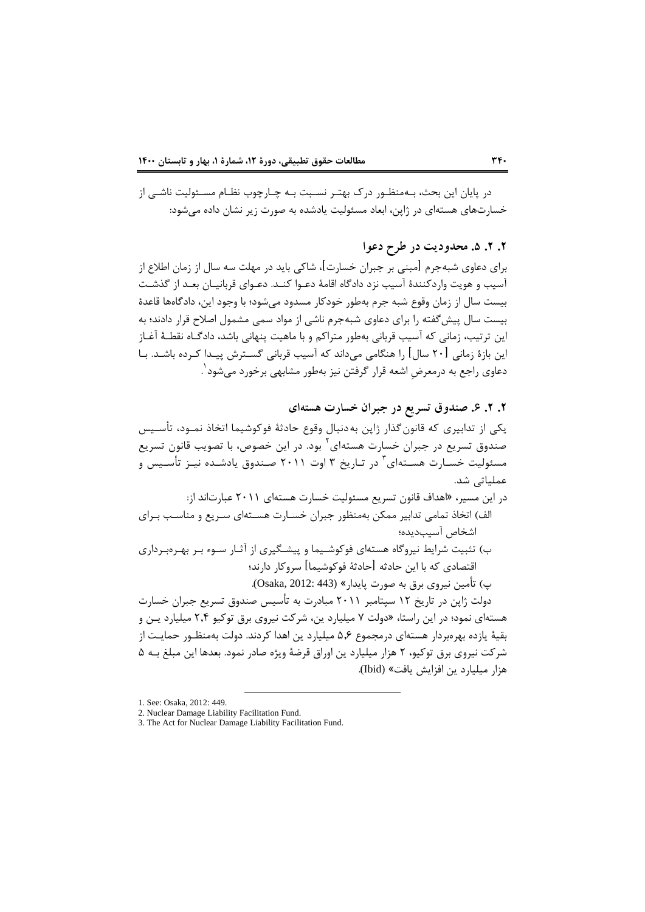در پایان این بحث، به‌منظور درک بهتر نسبت به چارچوب نظام مسئولیت ناشی از خسارت‌های هسته‌ای در ژاپن، ابعاد مسئولیت یادشده به صورت زیر نشان داده می‌شود:

### ۲. ۲. ۵. محدودیت در طرح دعوا

برای دعاوی شبه‌جرم [مبنی بر جبران خسارت]، شاکی باید در مهلت سه سال از زمان اطلاع از آسیب و هویت واردکنندهٔ آسیب نزد دادگاه اقامهٔ دعوا کند. دعوای قربانیان بعد از گذشت بیست سال از زمان وقوع شبه جرم به‌طور خودکار مسدود می‌شود؛ با وجود این، دادگاه‌ها قاعدهٔ بیست سال پیش‌گفته را برای دعاوی شبه‌جرم ناشی از مواد سمی مشمول اصلاح قرار دادند؛ به این ترتیب، زمانی که آسیب قربانی به‌طور متراکم و با ماهیت پنهانی باشد، دادگاه نقطهٔ آغاز این بازهٔ زمانی [۲۰ سال] را هنگامی می‌داند که آسیب قربانی گسترش پیدا کرده باشد. با دعاوی راجع به درمعرضِ اشعه قرار گرفتن نیز به‌طور مشابهی برخورد می‌شود[1].

### ۲. ۲. ۶. صندوق تسریع در جبران خسارت هسته‌ای

یکی از تدابیری که قانون‌گذار ژاپن به‌دنبال وقوع حادثهٔ فوکوشیما اتخاذ نمود، تأسیس صندوق تسریع در جبران خسارت هسته‌ای[2] بود. در این خصوص، با تصویب قانون تسریع مسئولیت خسارت هسته‌ای[3] در تاریخ ۳ اوت ۲۰۱۱ صندوق یادشده نیز تأسیس و عملیاتی شد.

در این مسیر، «اهداف قانون تسریع مسئولیت خسارت هسته‌ای ۲۰۱۱ عبارت‌اند از:

الف) اتخاذ تمامی تدابیر ممکن به‌منظور جبران خسارت هسته‌ای سریع و مناسب برای اشخاص آسیب‌دیده؛

ب) تثبیت شرایط نیروگاه هسته‌ای فوکوشیما و پیشگیری از آثار سوء بر بهره‌برداری اقتصادی که با این حادثه [حادثهٔ فوکوشیما] سروکار دارند؛

پ) تأمین نیروی برق به صورت پایدار» (Osaka, 2012: 443).

دولت ژاپن در تاریخ ۱۲ سپتامبر ۲۰۱۱ مبادرت به تأسیس صندوق تسریع جبران خسارت هسته‌ای نمود؛ در این راستا، «دولت ۷ میلیارد ین، شرکت نیروی برق توکیو ۲٫۴ میلیارد ین و بقیهٔ یازده بهره‌بردار هسته‌ای درمجموع ۵٫۶ میلیارد ین اهدا کردند. دولت به‌منظور حمایت از شرکت نیروی برق توکیو، ۲ هزار میلیارد ین اوراق قرضهٔ ویژه صادر نمود. بعدها این مبلغ به ۵ هزار میلیارد ین افزایش یافت» (Ibid).

---

1. See: Osaka, 2012: 449.
2. Nuclear Damage Liability Facilitation Fund.
3. The Act for Nuclear Damage Liability Facilitation Fund.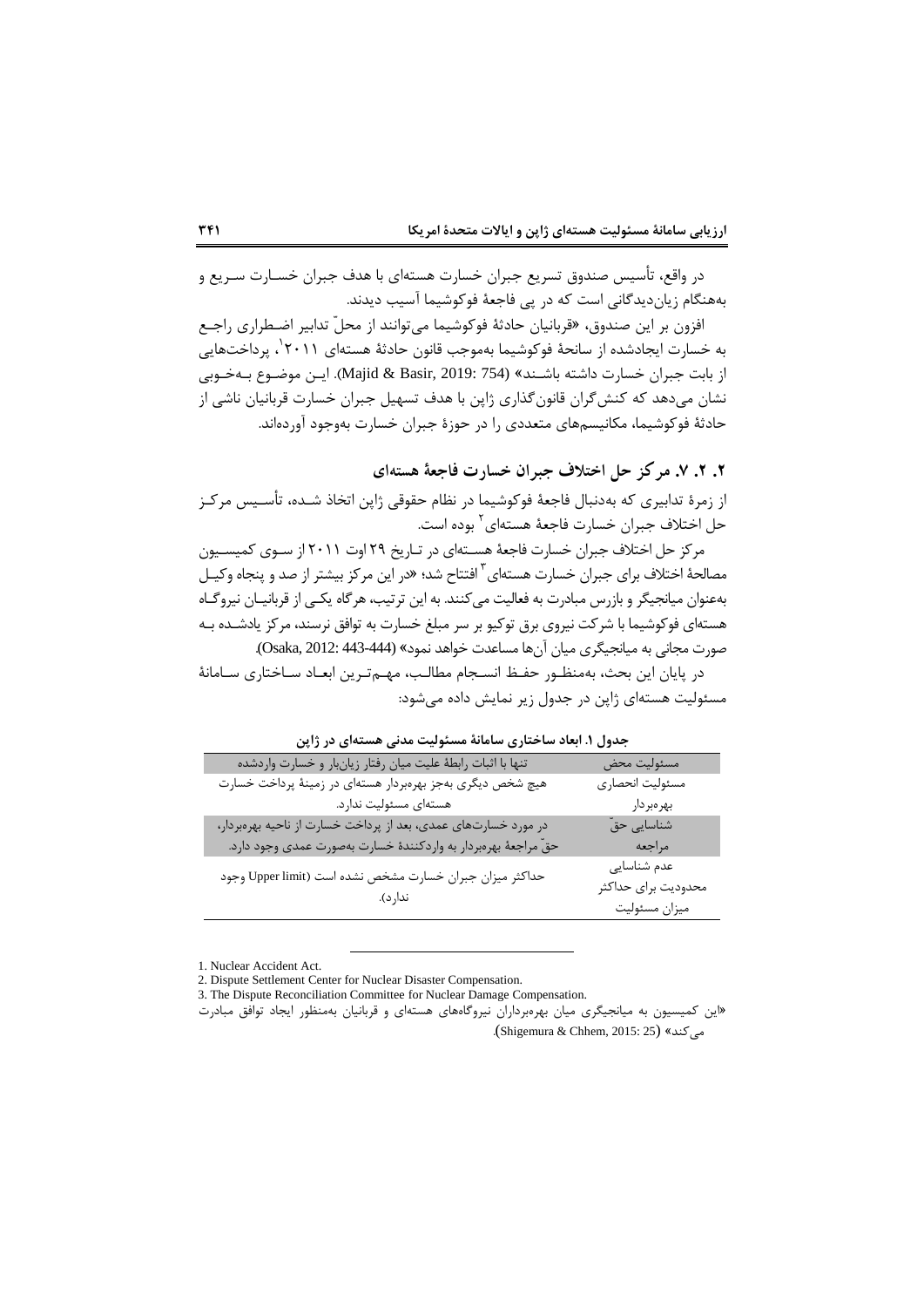در واقع، تأسیس صندوق تسریع جبران خسارت هسته‌ای با هدف جبران خسارت سریع و به‌هنگام زیان‌دیدگانی است که در پی فاجعهٔ فوکوشیما آسیب دیدند.

افزون بر این صندوق، «قربانیان حادثهٔ فوکوشیما می‌توانند از محلّ تدابیر اضطراری راجع به خسارت ایجادشده از سانحهٔ فوکوشیما به‌موجب قانون حادثهٔ هسته‌ای ۲۰۱۱[1]، پرداخت‌هایی از بابت جبران خسارت داشته باشند» (Majid & Basir, 2019: 754). این موضوع به‌خوبی نشان می‌دهد که کنش‌گران قانون‌گذاری ژاپن با هدف تسهیل جبران خسارت قربانیان ناشی از حادثهٔ فوکوشیما، مکانیسم‌های متعددی را در حوزهٔ جبران خسارت به‌وجود آورده‌اند.

## ۲. ۲. ۷. مرکز حل اختلاف جبران خسارت فاجعهٔ هسته‌ای

از زمرهٔ تدابیری که به‌دنبال فاجعهٔ فوکوشیما در نظام حقوقی ژاپن اتخاذ شده، تأسیس مرکز حل اختلاف جبران خسارت فاجعهٔ هسته‌ای[2] بوده است.

مرکز حل اختلاف جبران خسارت فاجعهٔ هسته‌ای در تاریخ ۲۹ اوت ۲۰۱۱ از سوی کمیسیون مصالحهٔ اختلاف برای جبران خسارت هسته‌ای[3] افتتاح شد؛ «در این مرکز بیشتر از صد و پنجاه وکیل به‌عنوان میانجیگر و بازرس مبادرت به فعالیت می‌کنند. به این ترتیب، هرگاه یکی از قربانیان نیروگاه هسته‌ای فوکوشیما با شرکت نیروی برق توکیو بر سر مبلغ خسارت به توافق نرسند، مرکز یادشده به صورت مجانی به میانجیگری میان آن‌ها مساعدت خواهد نمود» (Osaka, 2012: 443-444).

در پایان این بحث، به‌منظور حفظ انسجام مطالب، مهم‌ترین ابعاد ساختاری سامانهٔ مسئولیت هسته‌ای ژاپن در جدول زیر نمایش داده می‌شود:

**جدول ۱. ابعاد ساختاری سامانهٔ مسئولیت مدنی هسته‌ای در ژاپن**

| مسئولیت محض | تنها با اثبات رابطهٔ علیت میان رفتار زیان‌بار و خسارت واردشده |
|---|---|
| مسئولیت انحصاری بهره‌بردار | هیچ شخص دیگری به‌جز بهره‌بردار هسته‌ای در زمینهٔ پرداخت خسارت هسته‌ای مسئولیت ندارد. |
| شناسایی حقّ مراجعه | در مورد خسارت‌های عمدی، بعد از پرداخت خسارت از ناحیه بهره‌بردار، حقّ مراجعهٔ بهره‌بردار به واردکنندهٔ خسارت به‌صورت عمدی وجود دارد. |
| عدم شناسایی محدودیت برای حداکثر میزان مسئولیت | حداکثر میزان جبران خسارت مشخص نشده است (Upper limit وجود ندارد). |

---

1. Nuclear Accident Act.
2. Dispute Settlement Center for Nuclear Disaster Compensation.
3. The Dispute Reconciliation Committee for Nuclear Damage Compensation.

«این کمیسیون به میانجیگری میان بهره‌برداران نیروگاه‌های هسته‌ای و قربانیان به‌منظور ایجاد توافق مبادرت می‌کند» (Shigemura & Chhem, 2015: 25).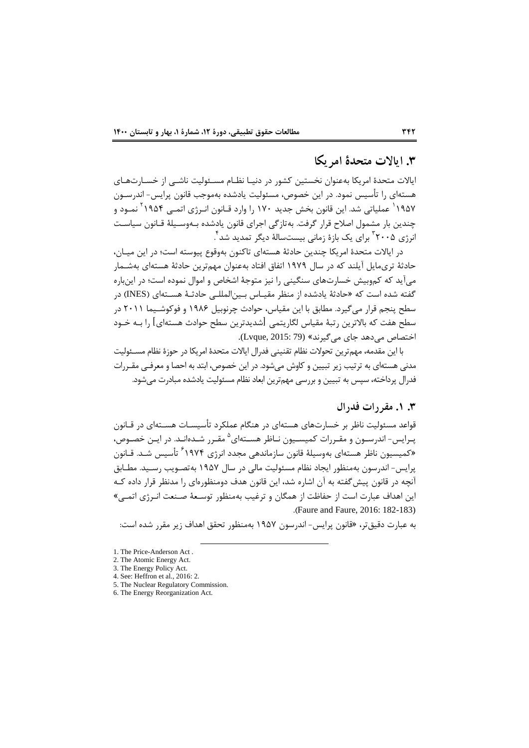## ۳. ایالات متحدهٔ امریکا

ایالات متحدهٔ امریکا به‌عنوان نخستین کشور در دنیا نظام مسئولیت ناشی از خسارت‌های هسته‌ای را تأسیس نمود. در این خصوص، مسئولیت یادشده به‌موجب قانون پرایس- اندرسون ۱۹۵۷[1] عملیاتی شد. این قانون بخش جدید ۱۷۰ را وارد قانون انرژی اتمی ۱۹۵۴[2] نمود و چندین بار مشمول اصلاح قرار گرفت. به‌تازگی اجرای قانون یادشده به‌وسیلهٔ قانون سیاست انرژی ۲۰۰۵[3] برای یک بازهٔ زمانی بیست‌سالهٔ دیگر تمدید شد[4].

در ایالات متحدهٔ امریکا چندین حادثهٔ هسته‌ای تاکنون به‌وقوع پیوسته است؛ در این میان، حادثهٔ تری‌مایل آیلند که در سال ۱۹۷۹ اتفاق افتاد به‌عنوان مهم‌ترین حادثهٔ هسته‌ای به‌شمار می‌آید که کم‌وبیش خسارت‌های سنگینی را نیز متوجهٔ اشخاص و اموال نموده است؛ در این‌باره گفته شده است که «حادثهٔ یادشده از منظر مقیاس بین‌المللی حادثهٔ هسته‌ای (INES) در سطح پنجم قرار می‌گیرد. مطابق با این مقیاس، حوادث چرنوبیل ۱۹۸۶ و فوکوشیما ۲۰۱۱ در سطح هفت که بالاترین رتبهٔ مقیاس لگاریتمی [شدیدترین سطح حوادث هسته‌ای] را به خود اختصاص می‌دهد جای می‌گیرند» (Lvque, 2015: 79).

با این مقدمه، مهم‌ترین تحولات نظام تقنینی فدرال ایالات متحدهٔ امریکا در حوزهٔ نظام مسئولیت مدنی هسته‌ای به ترتیب زیر تبیین و کاوش می‌شود. در این خصوص، ابتد به احصا و معرفی مقررات فدرال پرداخته، سپس به تبیین و بررسی مهم‌ترین ابعاد نظام مسئولیت یادشده مبادرت می‌شود.

### ۳. ۱. مقررات فدرال

قواعد مسئولیت ناظر بر خسارت‌های هسته‌ای در هنگام عملکرد تأسیسات هسته‌ای در قانون پرایس- اندرسون و مقررات کمیسیون ناظر هسته‌ای[5] مقرر شده‌اند. در این خصوص، «کمیسیون ناظر هسته‌ای به‌وسیلهٔ قانون سازماندهی مجدد انرژی ۱۹۷۴[6] تأسیس شد. قانون پرایس- اندرسون به‌منظور ایجاد نظام مسئولیت مالی در سال ۱۹۵۷ به‌تصویب رسید. مطابق آنچه در قانون پیش‌گفته به آن اشاره شد، این قانون هدف دومنظوره‌ای را مدنظر قرار داده که این اهداف عبارت است از حفاظت از همگان و ترغیب به‌منظور توسعهٔ صنعت انرژی اتمی» (Faure and Faure, 2016: 182-183).

به عبارت دقیق‌تر، «قانون پرایس- اندرسون ۱۹۵۷ به‌منظور تحقق اهداف زیر مقرر شده است:

---

1. The Price-Anderson Act .
2. The Atomic Energy Act.
3. The Energy Policy Act.
4. See: Heffron et al., 2016: 2.
5. The Nuclear Regulatory Commission.
6. The Energy Reorganization Act.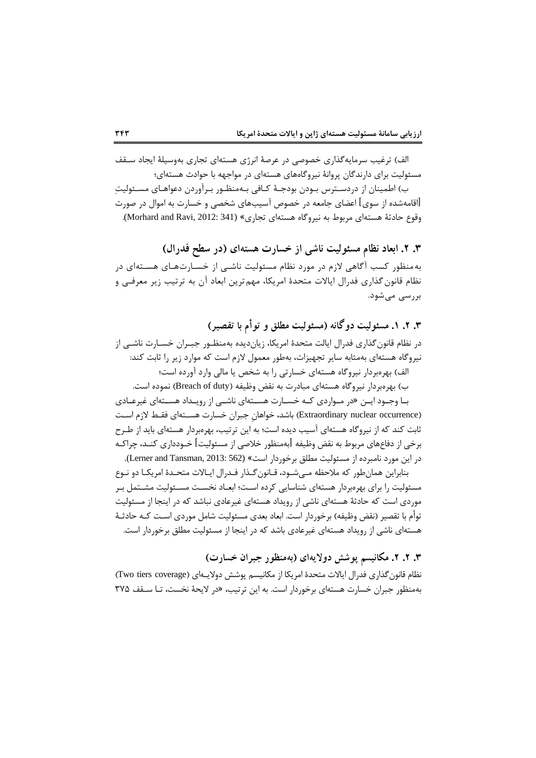الف) ترغیب سرمایه‌گذاری خصوصی در عرصهٔ انرژی هسته‌ای تجاری به‌وسیلهٔ ایجاد سقف مسئولیت برای دارندگان پروانهٔ نیروگاه‌های هسته‌ای در مواجهه با حوادث هسته‌ای؛

ب) اطمینان از دردسترس بودن بودجهٔ کافی به‌منظور برآوردن دعواهای مسئولیتِ [اقامه‌شده از سوی] اعضای جامعه در خصوص آسیب‌های شخصی و خسارت به اموال در صورت وقوع حادثهٔ هسته‌ای مربوط به نیروگاه هسته‌ای تجاری» (Morhard and Ravi, 2012: 341).

## ۳. ۲. ابعاد نظام مسئولیت ناشی از خسارت هسته‌ای (در سطح فدرال)

به‌منظور کسب آگاهی لازم در مورد نظام مسئولیت ناشی از خسارت‌های هسته‌ای در نظام قانون‌گذاری فدرال ایالات متحدهٔ امریکا، مهم‌ترین ابعاد آن به ترتیب زیر معرفی و بررسی می‌شود.

### ۳. ۲. ۱. مسئولیت دوگانه (مسئولیت مطلق و توأم با تقصیر)

در نظام قانون‌گذاری فدرال ایالت متحدهٔ امریکا، زیان‌دیده به‌منظور جبران خسارت ناشی از نیروگاه هسته‌ای به‌مثابه سایر تجهیزات، به‌طور معمول لازم است که موارد زیر را ثابت کند:

الف) بهره‌بردار نیروگاه هسته‌ای خسارتی را به شخص یا مالی وارد آورده است؛

ب) بهره‌بردار نیروگاه هسته‌ای مبادرت به نقض وظیفه (Breach of duty) نموده است.

با وجود این «در مواردی که خسارت هسته‌ای ناشی از رویداد هسته‌ای غیرعادی (Extraordinary nuclear occurrence) باشد، خواهانِ جبران خسارت هسته‌ای فقط لازم است ثابت کند که از نیروگاه هسته‌ای آسیب دیده است؛ به این ترتیب، بهره‌بردار هسته‌ای باید از طرح برخی از دفاع‌های مربوط به نقض وظیفه [به‌منظور خلاصی از مسئولیت] خودداری کند، چراکه در این مورد نامبرده از مسئولیت مطلق برخوردار است» (Lerner and Tansman, 2013: 562).

بنابراین همان‌طور که ملاحظه می‌شود، قانون‌گذار فدرال ایالات متحدهٔ امریکا دو نوع مسئولیت را برای بهره‌بردار هسته‌ای شناسایی کرده است؛ ابعاد نخست مسئولیت مشتمل بر موردی است که حادثهٔ هسته‌ای ناشی از رویداد هسته‌ای غیرعادی نباشد که در اینجا از مسئولیت توأم با تقصیر (نقض وظیفه) برخوردار است. ابعاد بعدی مسئولیت شامل موردی است که حادثهٔ هسته‌ای ناشی از رویداد هسته‌ای غیرعادی باشد که در اینجا از مسئولیت مطلق برخوردار است.

### ۳. ۲. ۲. مکانیسم پوشش دولایه‌ای (به‌منظور جبران خسارت)

نظام قانون‌گذاری فدرال ایالات متحدهٔ امریکا از مکانیسم پوشش دولایه‌ای (Two tiers coverage) به‌منظور جبران خسارت هسته‌ای برخوردار است. به این ترتیب، «در لایحهٔ نخست، تا سقف ۳۷۵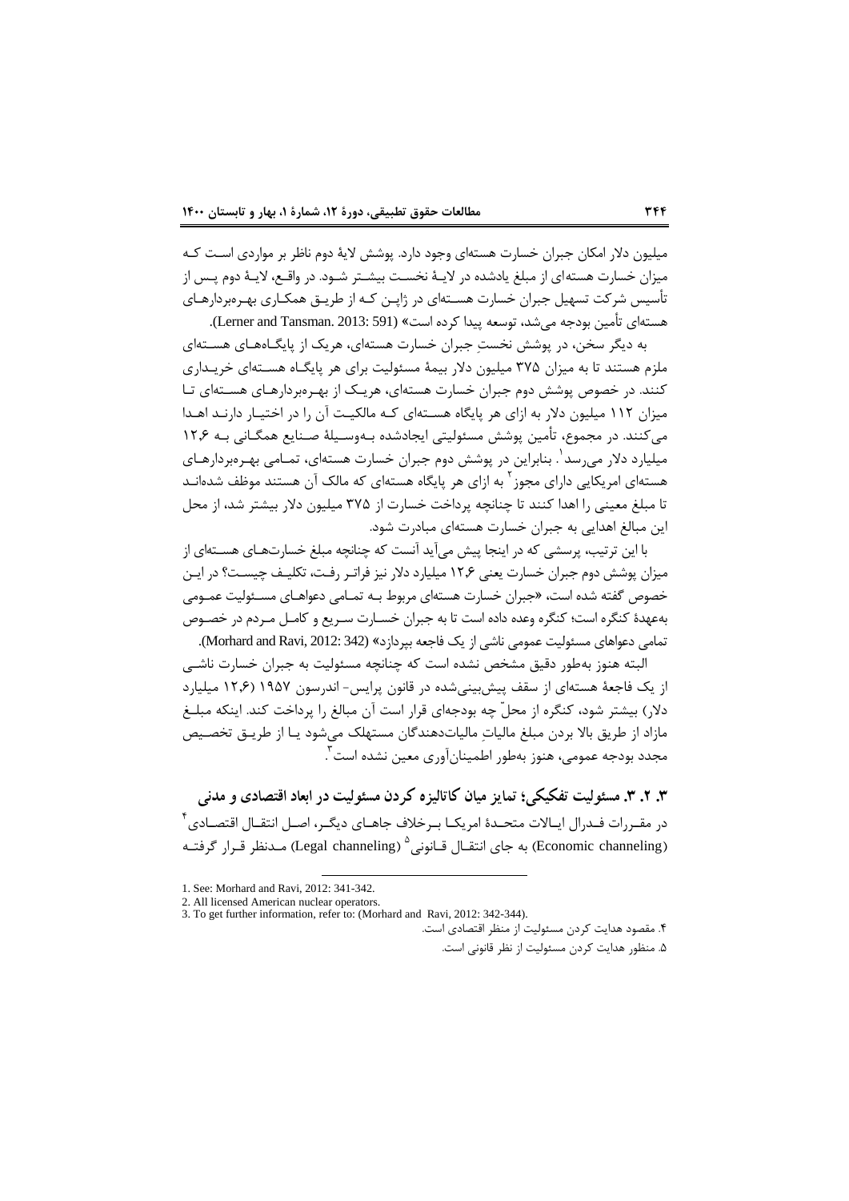میلیون دلار امکان جبران خسارت هسته‌ای وجود دارد. پوشش لایهٔ دوم ناظر بر مواردی است که میزان خسارت هسته‌ای از مبلغ یادشده در لایهٔ نخست بیشتر شود. در واقع، لایهٔ دوم پس از تأسیس شرکت تسهیل جبران خسارت هسته‌ای در ژاپن که از طریق همکاری بهره‌بردارهای هسته‌ای تأمین بودجه می‌شد، توسعه پیدا کرده است» (Lerner and Tansman. 2013: 591).

به دیگر سخن، در پوشش نخستِ جبران خسارت هسته‌ای، هریک از پایگاه‌های هسته‌ای ملزم هستند تا به میزان ۳۷۵ میلیون دلار بیمهٔ مسئولیت برای هر پایگاه هسته‌ای خریداری کنند. در خصوص پوشش دوم جبران خسارت هسته‌ای، هریک از بهره‌بردارهای هسته‌ای تا میزان ۱۱۲ میلیون دلار به ازای هر پایگاه هسته‌ای که مالکیت آن را در اختیار دارند اهدا می‌کنند. در مجموع، تأمین پوشش مسئولیتی ایجادشده به‌وسیلهٔ صنایع همگانی به ۱۲٫۶ میلیارد دلار می‌رسد[1]. بنابراین در پوشش دوم جبران خسارت هسته‌ای، تمامی بهره‌بردارهای هسته‌ای امریکایی دارای مجوز[2] به ازای هر پایگاه هسته‌ای که مالک آن هستند موظف شده‌اند تا مبلغ معینی را اهدا کنند تا چنانچه پرداخت خسارت از ۳۷۵ میلیون دلار بیشتر شد، از محل این مبالغ اهدایی به جبران خسارت هسته‌ای مبادرت شود.

با این ترتیب، پرسشی که در اینجا پیش می‌آید آنست که چنانچه مبلغ خسارت‌های هسته‌ای از میزان پوشش دوم جبران خسارت یعنی ۱۲٫۶ میلیارد دلار نیز فراتر رفت، تکلیف چیست؟ در این خصوص گفته شده است، «جبران خسارت هسته‌ای مربوط به تمامی دعواهای مسئولیت عمومی به‌عهدهٔ کنگره است؛ کنگره وعده داده است تا به جبران خسارت سریع و کامل مردم در خصوص تمامی دعواهای مسئولیت عمومی ناشی از یک فاجعه بپردازد» (Morhard and Ravi, 2012: 342).

البته هنوز به‌طور دقیق مشخص نشده است که چنانچه مسئولیت به جبران خسارت ناشی از یک فاجعهٔ هسته‌ای از سقف پیش‌بینی‌شده در قانون پرایس- اندرسون ۱۹۵۷ (۱۲٫۶ میلیارد دلار) بیشتر شود، کنگره از محلّ چه بودجه‌ای قرار است آن مبالغ را پرداخت کند. اینکه مبلغ مازاد از طریق بالا بردن مبلغ مالیاتِ مالیات‌دهندگان مستهلک می‌شود یا از طریق تخصیص مجدد بودجه عمومی، هنوز به‌طور اطمینان‌آوری معین نشده است[3].

### ۳. ۲. ۳. مسئولیت تفکیکی؛ تمایز میان کاتالیزه کردن مسئولیت در ابعاد اقتصادی و مدنی

در مقررات فدرال ایالات متحدهٔ امریکا برخلاف جاهای دیگر، اصل انتقال اقتصادی[4] (Economic channeling) به جای انتقال قانونی[5] (Legal channeling) مدنظر قرار گرفته

---

1. See: Morhard and Ravi, 2012: 341-342.
2. All licensed American nuclear operators.
3. To get further information, refer to: (Morhard and Ravi, 2012: 342-344).
4. مقصود هدایت کردن مسئولیت از منظر اقتصادی است.
5. منظور هدایت کردن مسئولیت از نظر قانونی است.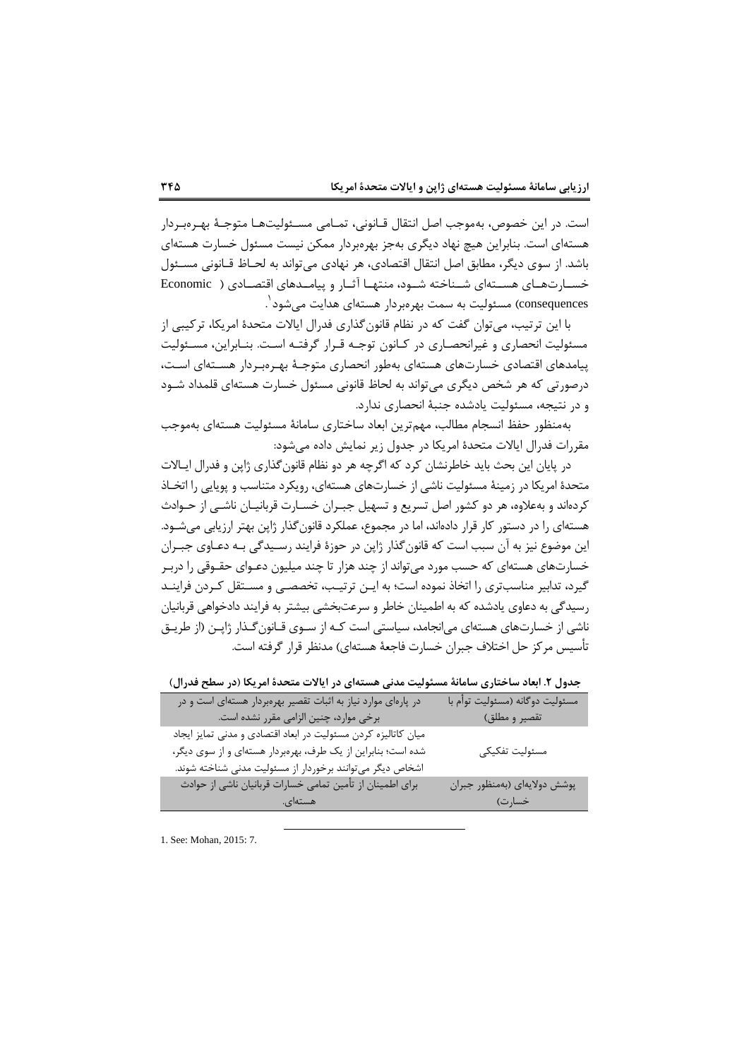است. در این خصوص، به‌موجب اصل انتقال قانونی، تمامی مسئولیت‌ها متوجهٔ بهره‌بردار هسته‌ای است. بنابراین هیچ نهاد دیگری به‌جز بهره‌بردار ممکن نیست مسئول خسارت هسته‌ای باشد. از سوی دیگر، مطابق اصل انتقال اقتصادی، هر نهادی می‌تواند به لحاظ قانونی مسئول خسارت‌های هسته‌ای شناخته شود، منتها آثار و پیامدهای اقتصادی (Economic consequences) مسئولیت به سمت بهره‌بردار هسته‌ای هدایت می‌شود[1].

با این ترتیب، می‌توان گفت که در نظام قانون‌گذاری فدرال ایالات متحدهٔ امریکا، ترکیبی از مسئولیت انحصاری و غیرانحصاری در کانون توجه قرار گرفته است. بنابراین، مسئولیت پیامدهای اقتصادی خسارت‌های هسته‌ای به‌طور انحصاری متوجهٔ بهره‌بردار هسته‌ای است، درصورتی که هر شخص دیگری می‌تواند به لحاظ قانونی مسئول خسارت هسته‌ای قلمداد شود و در نتیجه، مسئولیت یادشده جنبهٔ انحصاری ندارد.

به‌منظور حفظ انسجام مطالب، مهم‌ترین ابعاد ساختاری سامانهٔ مسئولیت هسته‌ای به‌موجب مقررات فدرال ایالات متحدهٔ امریکا در جدول زیر نمایش داده می‌شود:

در پایان این بحث باید خاطرنشان کرد که اگرچه هر دو نظام قانون‌گذاری ژاپن و فدرال ایالات متحدهٔ امریکا در زمینهٔ مسئولیت ناشی از خسارت‌های هسته‌ای، رویکرد متناسب و پویایی را اتخاذ کرده‌اند و به‌علاوه، هر دو کشور اصل تسریع و تسهیل جبران خسارت قربانیان ناشی از حوادث هسته‌ای را در دستور کار قرار داده‌اند، اما در مجموع، عملکرد قانون‌گذار ژاپن بهتر ارزیابی می‌شود. این موضوع نیز به آن سبب است که قانون‌گذار ژاپن در حوزهٔ فرایند رسیدگی به دعاوی جبران خسارت‌های هسته‌ای که حسب مورد می‌تواند از چند هزار تا چند میلیون دعوای حقوقی را دربر گیرد، تدابیر مناسب‌تری را اتخاذ نموده است؛ به این ترتیب، تخصصی و مستقل کردن فرایند رسیدگی به دعاوی یادشده که به اطمینان خاطر و سرعت‌بخشی بیشتر به فرایند دادخواهی قربانیان ناشی از خسارت‌های هسته‌ای می‌انجامد، سیاستی است که از سوی قانون‌گذار ژاپن (از طریق تأسیس مرکز حل اختلاف جبران خسارت فاجعهٔ هسته‌ای) مدنظر قرار گرفته است.

**جدول ۲. ابعاد ساختاری سامانهٔ مسئولیت مدنی هسته‌ای در ایالات متحدهٔ امریکا (در سطح فدرال)**

| | |
|---|---|
| مسئولیت دوگانه (مسئولیت توأم با تقصیر و مطلق) | در پاره‌ای موارد نیاز به اثبات تقصیر بهره‌بردار هسته‌ای است و در برخی موارد، چنین الزامی مقرر نشده است. |
| مسئولیت تفکیکی | میان کانالیزه کردن مسئولیت در ابعاد اقتصادی و مدنی تمایز ایجاد شده است؛ بنابراین از یک طرف، بهره‌بردار هسته‌ای و از سوی دیگر، اشخاص دیگر می‌توانند برخوردار از مسئولیت مدنی شناخته شوند. |
| پوشش دولایه‌ای (به‌منظور جبران خسارت) | برای اطمینان از تأمین تمامی خسارات قربانیان ناشی از حوادث هسته‌ای. |

1. See: Mohan, 2015: 7.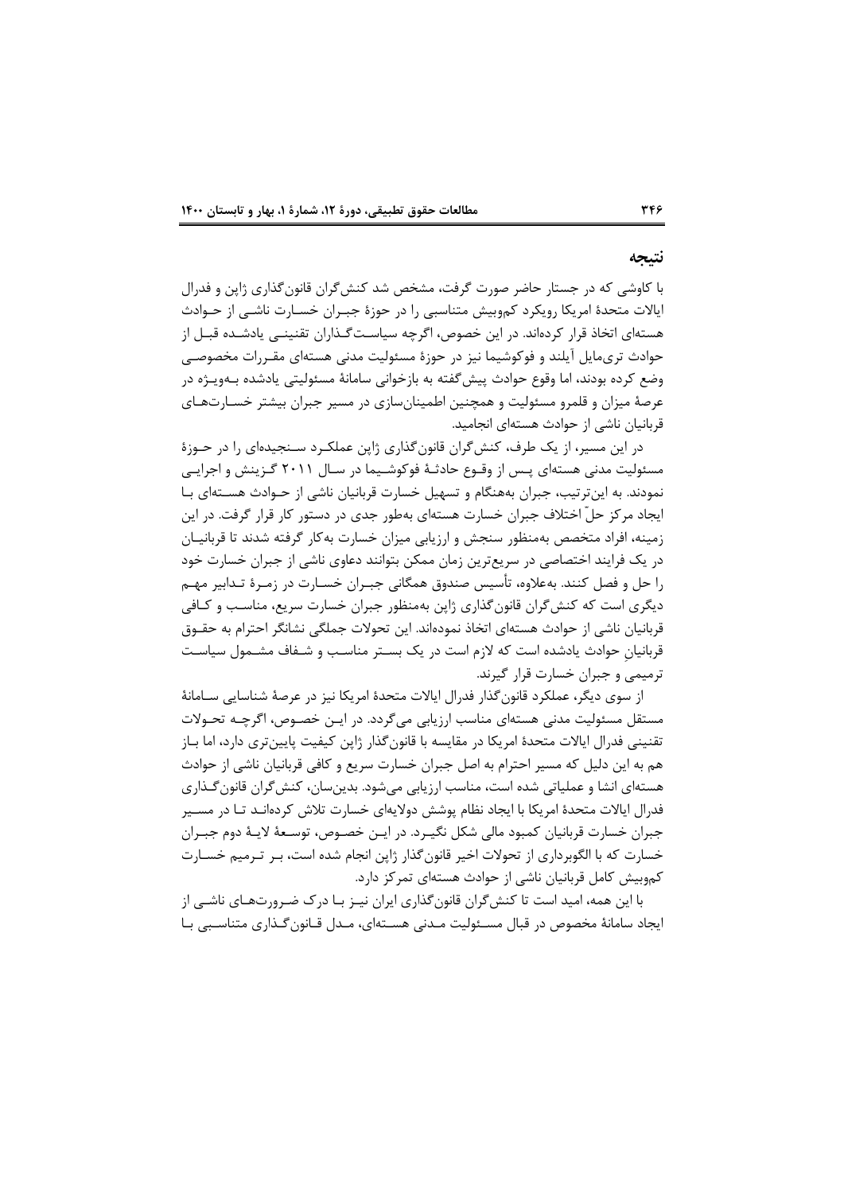## نتیجه

با کاوشی که در جستار حاضر صورت گرفت، مشخص شد کنشگران قانونگذاری ژاپن و فدرال ایالات متحدهٔ امریکا رویکرد کموبیش متناسبی را در حوزهٔ جبران خسارت ناشی از حوادث هستهای اتخاذ قرار کردهاند. در این خصوص، اگرچه سیاستگذاران تقنینی یادشده قبل از حوادث تریمایل آیلند و فوکوشیما نیز در حوزهٔ مسئولیت مدنی هستهای مقررات مخصوصی وضع کرده بودند، اما وقوع حوادث پیشگفته به بازخوانی سامانهٔ مسئولیتی یادشده بهویژه در عرصهٔ میزان و قلمرو مسئولیت و همچنین اطمینانسازی در مسیر جبران بیشتر خسارتهای قربانیان ناشی از حوادث هستهای انجامید.

در این مسیر، از یک طرف، کنشگران قانونگذاری ژاپن عملکرد سنجیدهای را در حوزهٔ مسئولیت مدنی هستهای پس از وقوع حادثهٔ فوکوشیما در سال ۲۰۱۱ گزینش و اجرایی نمودند. به اینترتیب، جبران بههنگام و تسهیل خسارت قربانیان ناشی از حوادث هستهای با ایجاد مرکز حلّ اختلاف جبران خسارت هستهای بهطور جدی در دستور کار قرار گرفت. در این زمینه، افراد متخصص بهمنظور سنجش و ارزیابی میزان خسارت بهکار گرفته شدند تا قربانیان در یک فرایند اختصاصی در سریعترین زمان ممکن بتوانند دعاوی ناشی از جبران خسارت خود را حل و فصل کنند. بهعلاوه، تأسیس صندوق همگانی جبران خسارت در زمرهٔ تدابیر مهم دیگری است که کنشگران قانونگذاری ژاپن بهمنظور جبران خسارت سریع، مناسب و کافی قربانیان ناشی از حوادث هستهای اتخاذ نمودهاند. این تحولات جملگی نشانگر احترام به حقوق قربانیانِ حوادث یادشده است که لازم است در یک بستر مناسب و شفاف مشمول سیاست ترمیمی و جبران خسارت قرار گیرند.

از سوی دیگر، عملکرد قانونگذار فدرال ایالات متحدهٔ امریکا نیز در عرصهٔ شناسایی سامانهٔ مستقل مسئولیت مدنی هستهای مناسب ارزیابی میگردد. در این خصوص، اگرچه تحولات تقنینی فدرال ایالات متحدهٔ امریکا در مقایسه با قانونگذار ژاپن کیفیت پایینتری دارد، اما باز هم به این دلیل که مسیر احترام به اصل جبران خسارت سریع و کافی قربانیان ناشی از حوادث هستهای انشا و عملیاتی شده است، مناسب ارزیابی میشود. بدینسان، کنشگران قانونگذاری فدرال ایالات متحدهٔ امریکا با ایجاد نظام پوشش دولایهای خسارت تلاش کردهاند تا در مسیر جبران خسارت قربانیان کمبود مالی شکل نگیرد. در این خصوص، توسعهٔ لایهٔ دوم جبران خسارت که با الگوبرداری از تحولات اخیر قانونگذار ژاپن انجام شده است، بر ترمیم خسارت کموبیش کامل قربانیان ناشی از حوادث هستهای تمرکز دارد.

با این همه، امید است تا کنشگران قانونگذاری ایران نیز با درک ضرورتهای ناشی از ایجاد سامانهٔ مخصوص در قبال مسئولیت مدنی هستهای، مدل قانونگذاری متناسبی با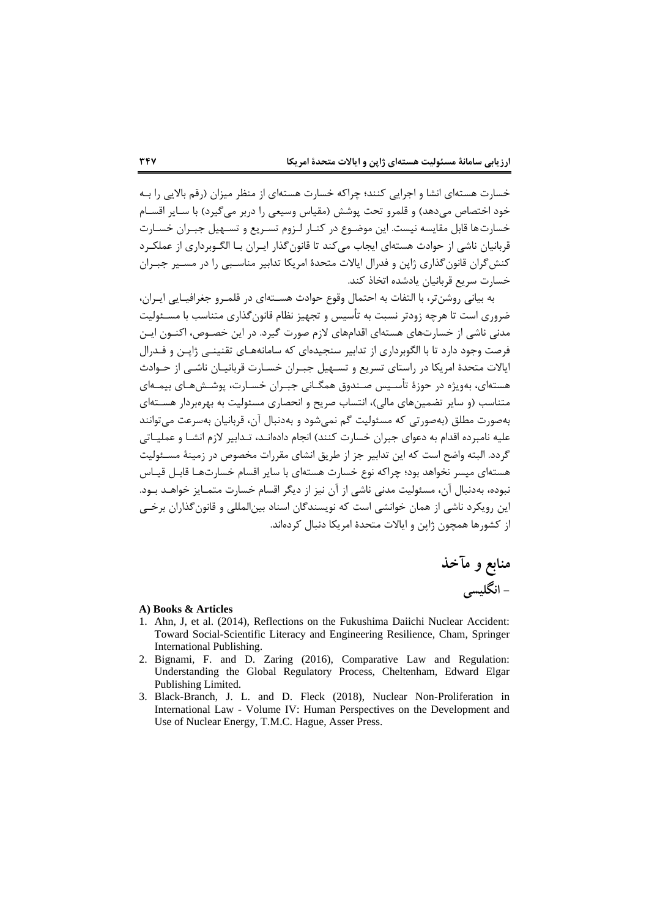خسارت هسته‌ای انشا و اجرایی کنند؛ چراکه خسارت هسته‌ای از منظر میزان (رقم بالایی را به خود اختصاص می‌دهد) و قلمرو تحت پوشش (مقیاس وسیعی را دربر می‌گیرد) با سایر اقسام خسارت‌ها قابل مقایسه نیست. این موضوع در کنار لزوم تسریع و تسهیل جبران خسارت قربانیان ناشی از حوادث هسته‌ای ایجاب می‌کند تا قانون‌گذار ایران با الگوبرداری از عملکرد کنش‌گران قانون‌گذاری ژاپن و فدرال ایالات متحدهٔ امریکا تدابیر مناسبی را در مسیر جبران خسارت سریع قربانیان یادشده اتخاذ کند.

به بیانی روشن‌تر، با التفات به احتمال وقوع حوادث هسته‌ای در قلمرو جغرافیایی ایران، ضروری است تا هرچه زودتر نسبت به تأسیس و تجهیز نظام قانون‌گذاری متناسب با مسئولیت مدنی ناشی از خسارت‌های هسته‌ای اقدام‌های لازم صورت گیرد. در این خصوص، اکنون این فرصت وجود دارد تا با الگوبرداری از تدابیر سنجیده‌ای که سامانه‌های تقنینی ژاپن و فدرال ایالات متحدهٔ امریکا در راستای تسریع و تسهیل جبران خسارت قربانیان ناشی از حوادث هسته‌ای، به‌ویژه در حوزهٔ تأسیس صندوق همگانی جبران خسارت، پوشش‌های بیمه‌ای متناسب (و سایر تضمین‌های مالی)، انتساب صریح و انحصاری مسئولیت به بهره‌بردار هسته‌ای به‌صورت مطلق (به‌صورتی که مسئولیت گم نمی‌شود و به‌دنبال آن، قربانیان به‌سرعت می‌توانند علیه نامبرده اقدام به دعوای جبران خسارت کنند) انجام داده‌اند، تدابیر لازم انشا و عملیاتی گردد. البته واضح است که این تدابیر جز از طریق انشای مقررات مخصوص در زمینهٔ مسئولیت هسته‌ای میسر نخواهد بود؛ چراکه نوع خسارت هسته‌ای با سایر اقسام خسارت‌ها قابل قیاس نبوده، به‌دنبال آن، مسئولیت مدنی ناشی از آن نیز از دیگر اقسام خسارت متمایز خواهد بود. این رویکرد ناشی از همان خوانشی است که نویسندگان اسناد بین‌المللی و قانون‌گذاران برخی از کشورها همچون ژاپن و ایالات متحدهٔ امریکا دنبال کرده‌اند.

# منابع و مآخذ

## - انگلیسی

**A) Books & Articles**

1. Ahn, J, et al. (2014), Reflections on the Fukushima Daiichi Nuclear Accident: Toward Social-Scientific Literacy and Engineering Resilience, Cham, Springer International Publishing.
2. Bignami, F. and D. Zaring (2016), Comparative Law and Regulation: Understanding the Global Regulatory Process, Cheltenham, Edward Elgar Publishing Limited.
3. Black-Branch, J. L. and D. Fleck (2018), Nuclear Non-Proliferation in International Law - Volume IV: Human Perspectives on the Development and Use of Nuclear Energy, T.M.C. Hague, Asser Press.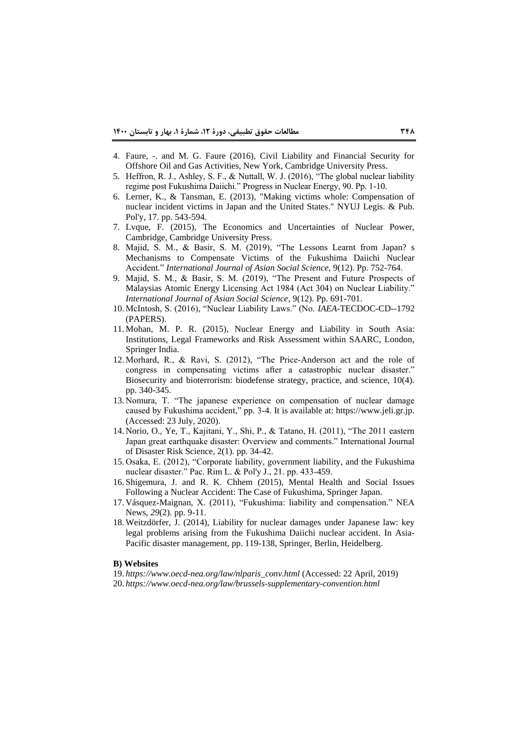4. Faure, -. and M. G. Faure (2016), Civil Liability and Financial Security for Offshore Oil and Gas Activities, New York, Cambridge University Press.
5. Heffron, R. J., Ashley, S. F., & Nuttall, W. J. (2016), "The global nuclear liability regime post Fukushima Daiichi." Progress in Nuclear Energy, 90. Pp. 1-10.
6. Lerner, K., & Tansman, E. (2013), "Making victims whole: Compensation of nuclear incident victims in Japan and the United States." NYUJ Legis. & Pub. Pol'y, 17. pp. 543-594.
7. Lvque, F. (2015), The Economics and Uncertainties of Nuclear Power, Cambridge, Cambridge University Press.
8. Majid, S. M., & Basir, S. M. (2019), "The Lessons Learnt from Japan? s Mechanisms to Compensate Victims of the Fukushima Daiichi Nuclear Accident." *International Journal of Asian Social Science*, 9(12). Pp. 752-764.
9. Majid, S. M., & Basir, S. M. (2019), "The Present and Future Prospects of Malaysias Atomic Energy Licensing Act 1984 (Act 304) on Nuclear Liability." *International Journal of Asian Social Science*, 9(12). Pp. 691-701.
10. McIntosh, S. (2016), "Nuclear Liability Laws." (No. *IAEA*-TECDOC-CD--1792 (PAPERS).
11. Mohan, M. P. R. (2015), Nuclear Energy and Liability in South Asia: Institutions, Legal Frameworks and Risk Assessment within SAARC, London, Springer India.
12. Morhard, R., & Ravi, S. (2012), "The Price-Anderson act and the role of congress in compensating victims after a catastrophic nuclear disaster." Biosecurity and bioterrorism: biodefense strategy, practice, and science, 10(4). pp. 340-345.
13. Nomura, T. "The japanese experience on compensation of nuclear damage caused by Fukushima accident," pp. 3-4. It is available at: https://www.jeli.gr.jp. (Accessed: 23 July, 2020).
14. Norio, O., Ye, T., Kajitani, Y., Shi, P., & Tatano, H. (2011), "The 2011 eastern Japan great earthquake disaster: Overview and comments." International Journal of Disaster Risk Science, 2(1). pp. 34-42.
15. Osaka, E. (2012), "Corporate liability, government liability, and the Fukushima nuclear disaster." Pac. Rim L. & Pol'y J., 21. pp. 433-459.
16. Shigemura, J. and R. K. Chhem (2015), Mental Health and Social Issues Following a Nuclear Accident: The Case of Fukushima, Springer Japan.
17. Vásquez-Maignan, X. (2011), "Fukushima: liability and compensation." NEA News, *29*(2). pp. 9-11.
18. Weitzdörfer, J. (2014), Liability for nuclear damages under Japanese law: key legal problems arising from the Fukushima Daiichi nuclear accident. In Asia-Pacific disaster management, pp. 119-138, Springer, Berlin, Heidelberg.

**B) Websites**

19. *https://www.oecd-nea.org/law/nlparis_conv.html* (Accessed: 22 April, 2019)
20. *https://www.oecd-nea.org/law/brussels-supplementary-convention.html*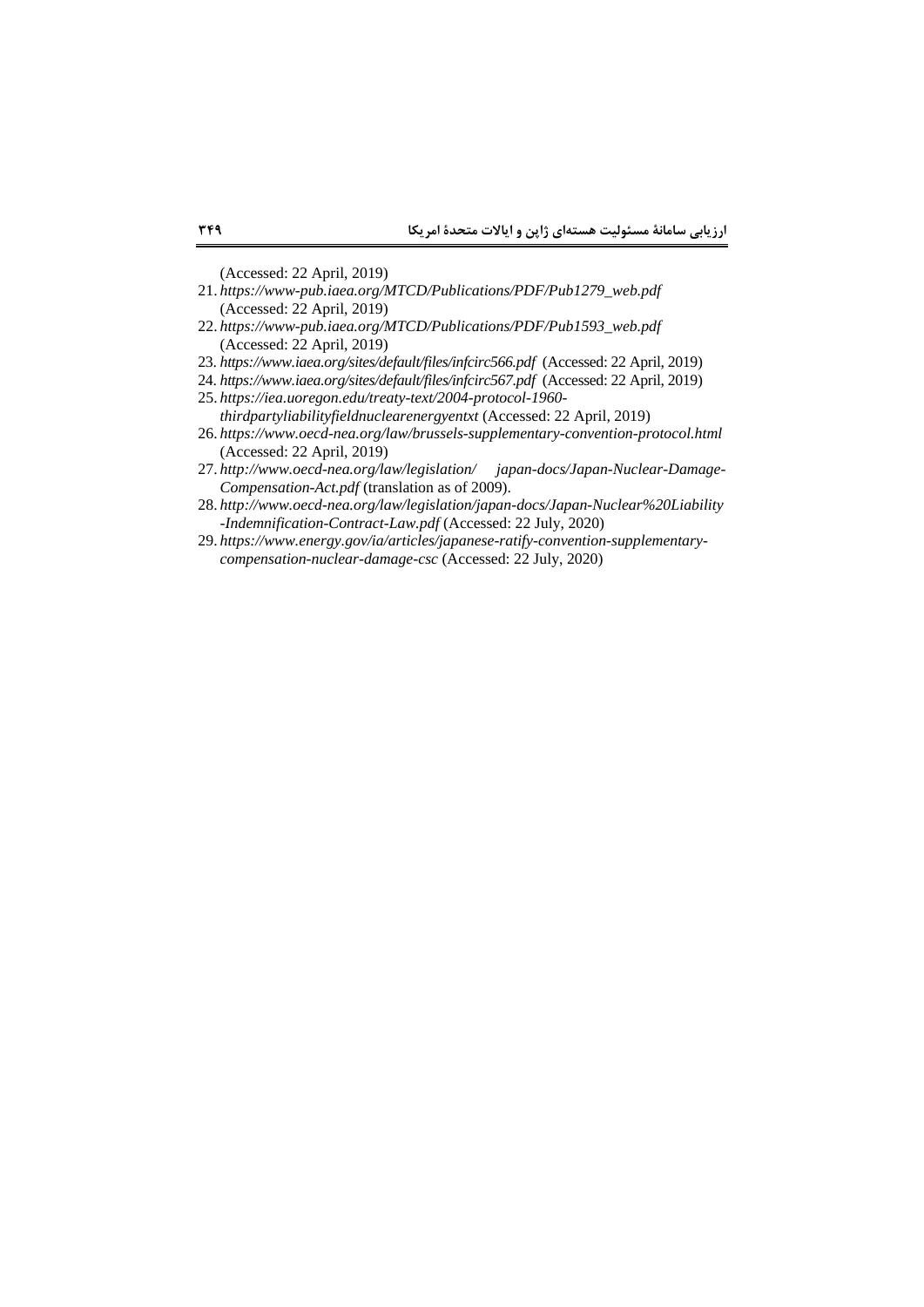(Accessed: 22 April, 2019)

21. *https://www-pub.iaea.org/MTCD/Publications/PDF/Pub1279_web.pdf* (Accessed: 22 April, 2019)
22. *https://www-pub.iaea.org/MTCD/Publications/PDF/Pub1593_web.pdf* (Accessed: 22 April, 2019)
23. *https://www.iaea.org/sites/default/files/infcirc566.pdf* (Accessed: 22 April, 2019)
24. *https://www.iaea.org/sites/default/files/infcirc567.pdf* (Accessed: 22 April, 2019)
25. *https://iea.uoregon.edu/treaty-text/2004-protocol-1960-thirdpartyliabilityfieldnuclearenergyentxt* (Accessed: 22 April, 2019)
26. *https://www.oecd-nea.org/law/brussels-supplementary-convention-protocol.html* (Accessed: 22 April, 2019)
27. *http://www.oecd-nea.org/law/legislation/ japan-docs/Japan-Nuclear-Damage-Compensation-Act.pdf* (translation as of 2009).
28. *http://www.oecd-nea.org/law/legislation/japan-docs/Japan-Nuclear%20Liability-Indemnification-Contract-Law.pdf* (Accessed: 22 July, 2020)
29. *https://www.energy.gov/ia/articles/japanese-ratify-convention-supplementary-compensation-nuclear-damage-csc* (Accessed: 22 July, 2020)